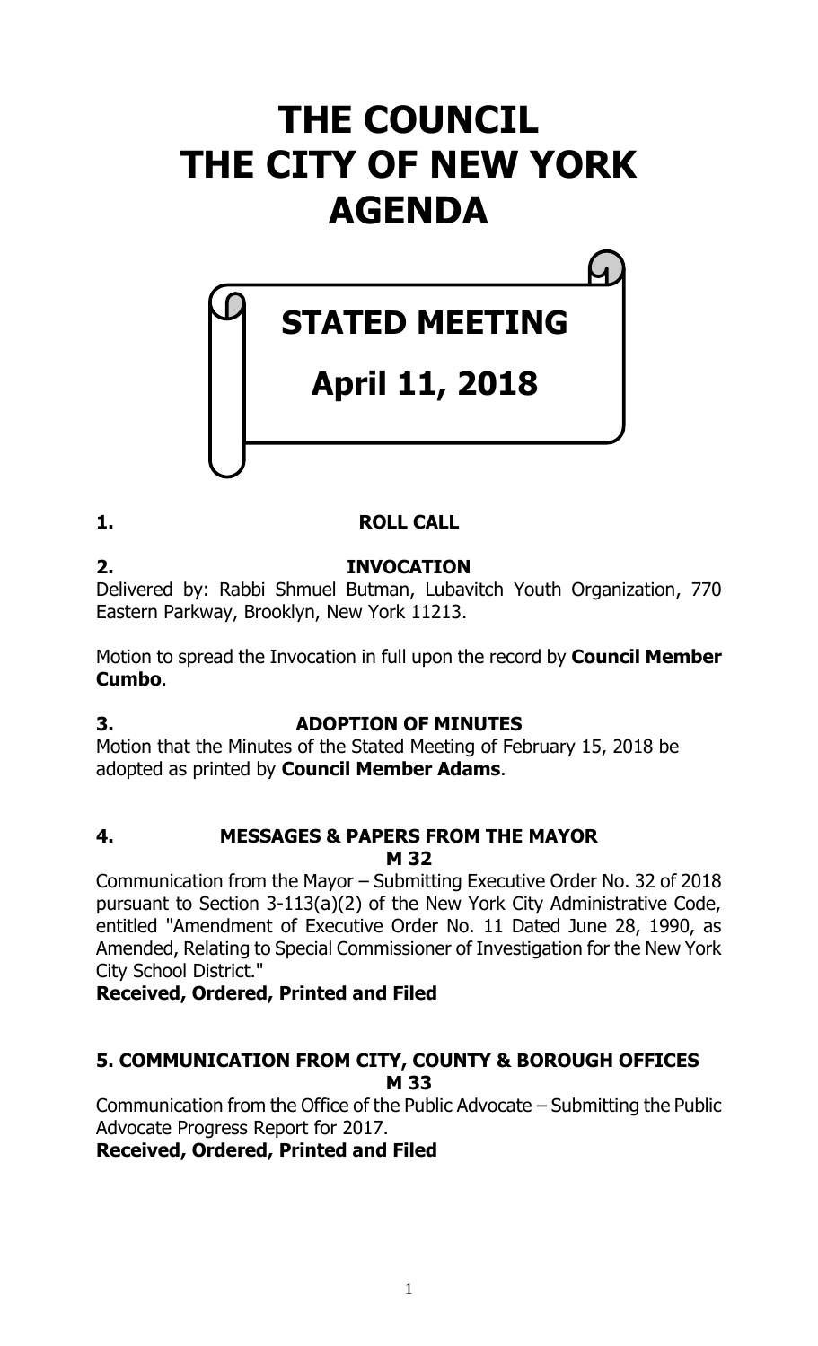# THE COUNCIL
# THE CITY OF NEW YORK
# AGENDA

## STATED MEETING

## April 11, 2018

**1. ROLL CALL**

**2. INVOCATION**

Delivered by: Rabbi Shmuel Butman, Lubavitch Youth Organization, 770 Eastern Parkway, Brooklyn, New York 11213.

Motion to spread the Invocation in full upon the record by **Council Member Cumbo**.

**3. ADOPTION OF MINUTES**

Motion that the Minutes of the Stated Meeting of February 15, 2018 be adopted as printed by **Council Member Adams**.

**4. MESSAGES & PAPERS FROM THE MAYOR**

**M 32**

Communication from the Mayor – Submitting Executive Order No. 32 of 2018 pursuant to Section 3-113(a)(2) of the New York City Administrative Code, entitled "Amendment of Executive Order No. 11 Dated June 28, 1990, as Amended, Relating to Special Commissioner of Investigation for the New York City School District."

**Received, Ordered, Printed and Filed**

**5. COMMUNICATION FROM CITY, COUNTY & BOROUGH OFFICES**

**M 33**

Communication from the Office of the Public Advocate – Submitting the Public Advocate Progress Report for 2017.

**Received, Ordered, Printed and Filed**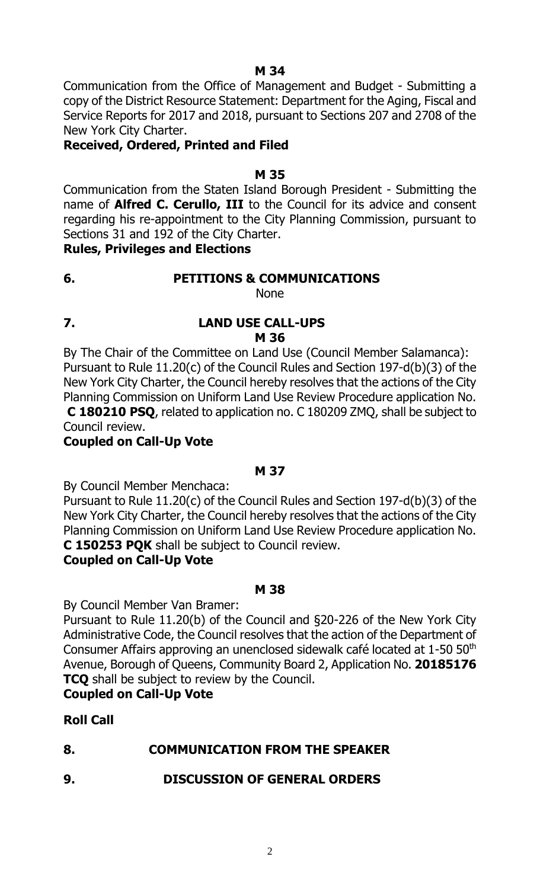**M 34**

Communication from the Office of Management and Budget - Submitting a copy of the District Resource Statement: Department for the Aging, Fiscal and Service Reports for 2017 and 2018, pursuant to Sections 207 and 2708 of the New York City Charter.

**Received, Ordered, Printed and Filed**

**M 35**

Communication from the Staten Island Borough President - Submitting the name of **Alfred C. Cerullo, III** to the Council for its advice and consent regarding his re-appointment to the City Planning Commission, pursuant to Sections 31 and 192 of the City Charter.

**Rules, Privileges and Elections**

## 6. PETITIONS & COMMUNICATIONS

None

## 7. LAND USE CALL-UPS

**M 36**

By The Chair of the Committee on Land Use (Council Member Salamanca): Pursuant to Rule 11.20(c) of the Council Rules and Section 197-d(b)(3) of the New York City Charter, the Council hereby resolves that the actions of the City Planning Commission on Uniform Land Use Review Procedure application No. **C 180210 PSQ**, related to application no. C 180209 ZMQ, shall be subject to Council review.

**Coupled on Call-Up Vote**

**M 37**

By Council Member Menchaca:

Pursuant to Rule 11.20(c) of the Council Rules and Section 197-d(b)(3) of the New York City Charter, the Council hereby resolves that the actions of the City Planning Commission on Uniform Land Use Review Procedure application No. **C 150253 PQK** shall be subject to Council review.

**Coupled on Call-Up Vote**

**M 38**

By Council Member Van Bramer:

Pursuant to Rule 11.20(b) of the Council and §20-226 of the New York City Administrative Code, the Council resolves that the action of the Department of Consumer Affairs approving an unenclosed sidewalk café located at 1-50 50th Avenue, Borough of Queens, Community Board 2, Application No. **20185176 TCQ** shall be subject to review by the Council.

**Coupled on Call-Up Vote**

**Roll Call**

## 8. COMMUNICATION FROM THE SPEAKER

## 9. DISCUSSION OF GENERAL ORDERS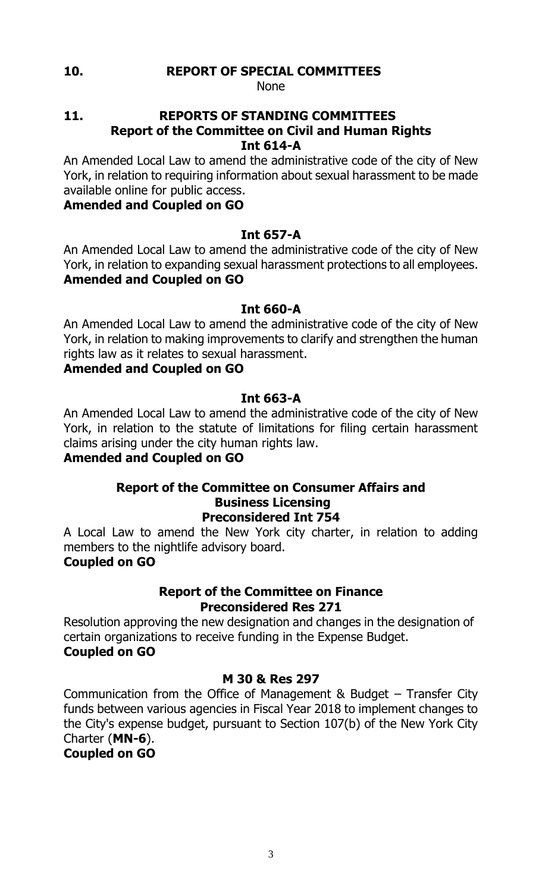## 10. REPORT OF SPECIAL COMMITTEES

None

## 11. REPORTS OF STANDING COMMITTEES

### Report of the Committee on Civil and Human Rights

**Int 614-A**

An Amended Local Law to amend the administrative code of the city of New York, in relation to requiring information about sexual harassment to be made available online for public access.

**Amended and Coupled on GO**

**Int 657-A**

An Amended Local Law to amend the administrative code of the city of New York, in relation to expanding sexual harassment protections to all employees.

**Amended and Coupled on GO**

**Int 660-A**

An Amended Local Law to amend the administrative code of the city of New York, in relation to making improvements to clarify and strengthen the human rights law as it relates to sexual harassment.

**Amended and Coupled on GO**

**Int 663-A**

An Amended Local Law to amend the administrative code of the city of New York, in relation to the statute of limitations for filing certain harassment claims arising under the city human rights law.

**Amended and Coupled on GO**

### Report of the Committee on Consumer Affairs and Business Licensing

**Preconsidered Int 754**

A Local Law to amend the New York city charter, in relation to adding members to the nightlife advisory board.

**Coupled on GO**

### Report of the Committee on Finance

**Preconsidered Res 271**

Resolution approving the new designation and changes in the designation of certain organizations to receive funding in the Expense Budget.

**Coupled on GO**

**M 30 & Res 297**

Communication from the Office of Management & Budget – Transfer City funds between various agencies in Fiscal Year 2018 to implement changes to the City's expense budget, pursuant to Section 107(b) of the New York City Charter (**MN-6**).

**Coupled on GO**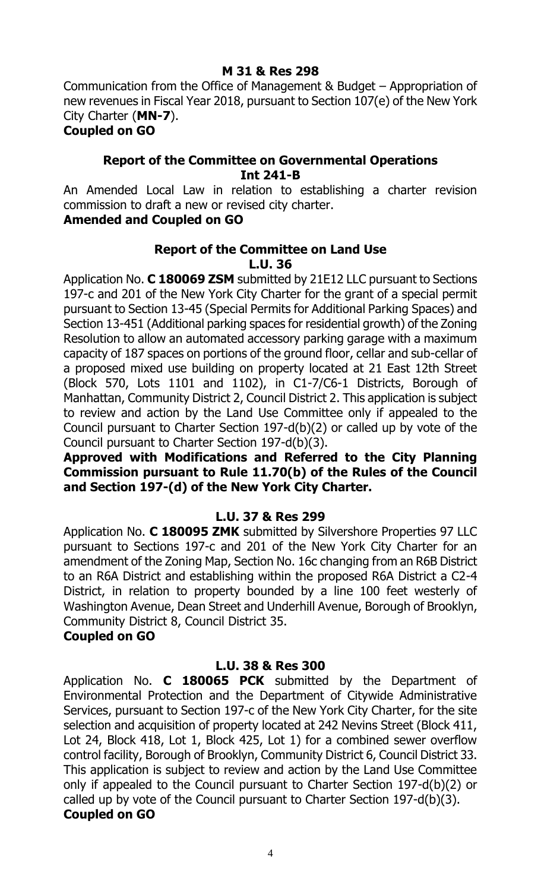**M 31 & Res 298**

Communication from the Office of Management & Budget – Appropriation of new revenues in Fiscal Year 2018, pursuant to Section 107(e) of the New York City Charter (**MN-7**).

**Coupled on GO**

**Report of the Committee on Governmental Operations**

**Int 241-B**

An Amended Local Law in relation to establishing a charter revision commission to draft a new or revised city charter.

**Amended and Coupled on GO**

**Report of the Committee on Land Use**

**L.U. 36**

Application No. **C 180069 ZSM** submitted by 21E12 LLC pursuant to Sections 197-c and 201 of the New York City Charter for the grant of a special permit pursuant to Section 13-45 (Special Permits for Additional Parking Spaces) and Section 13-451 (Additional parking spaces for residential growth) of the Zoning Resolution to allow an automated accessory parking garage with a maximum capacity of 187 spaces on portions of the ground floor, cellar and sub-cellar of a proposed mixed use building on property located at 21 East 12th Street (Block 570, Lots 1101 and 1102), in C1-7/C6-1 Districts, Borough of Manhattan, Community District 2, Council District 2. This application is subject to review and action by the Land Use Committee only if appealed to the Council pursuant to Charter Section 197-d(b)(2) or called up by vote of the Council pursuant to Charter Section 197-d(b)(3).

**Approved with Modifications and Referred to the City Planning Commission pursuant to Rule 11.70(b) of the Rules of the Council and Section 197-(d) of the New York City Charter.**

**L.U. 37 & Res 299**

Application No. **C 180095 ZMK** submitted by Silvershore Properties 97 LLC pursuant to Sections 197-c and 201 of the New York City Charter for an amendment of the Zoning Map, Section No. 16c changing from an R6B District to an R6A District and establishing within the proposed R6A District a C2-4 District, in relation to property bounded by a line 100 feet westerly of Washington Avenue, Dean Street and Underhill Avenue, Borough of Brooklyn, Community District 8, Council District 35.

**Coupled on GO**

**L.U. 38 & Res 300**

Application No. **C 180065 PCK** submitted by the Department of Environmental Protection and the Department of Citywide Administrative Services, pursuant to Section 197-c of the New York City Charter, for the site selection and acquisition of property located at 242 Nevins Street (Block 411, Lot 24, Block 418, Lot 1, Block 425, Lot 1) for a combined sewer overflow control facility, Borough of Brooklyn, Community District 6, Council District 33. This application is subject to review and action by the Land Use Committee only if appealed to the Council pursuant to Charter Section 197-d(b)(2) or called up by vote of the Council pursuant to Charter Section 197-d(b)(3).

**Coupled on GO**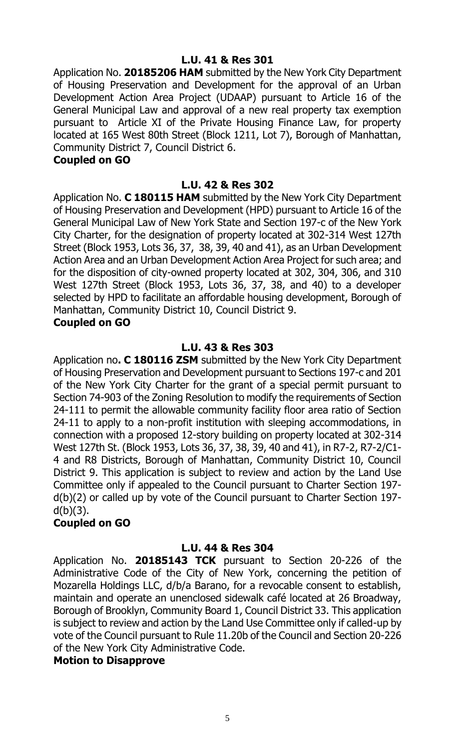**L.U. 41 & Res 301**

Application No. **20185206 HAM** submitted by the New York City Department of Housing Preservation and Development for the approval of an Urban Development Action Area Project (UDAAP) pursuant to Article 16 of the General Municipal Law and approval of a new real property tax exemption pursuant to Article XI of the Private Housing Finance Law, for property located at 165 West 80th Street (Block 1211, Lot 7), Borough of Manhattan, Community District 7, Council District 6.

**Coupled on GO**

**L.U. 42 & Res 302**

Application No. **C 180115 HAM** submitted by the New York City Department of Housing Preservation and Development (HPD) pursuant to Article 16 of the General Municipal Law of New York State and Section 197-c of the New York City Charter, for the designation of property located at 302-314 West 127th Street (Block 1953, Lots 36, 37, 38, 39, 40 and 41), as an Urban Development Action Area and an Urban Development Action Area Project for such area; and for the disposition of city-owned property located at 302, 304, 306, and 310 West 127th Street (Block 1953, Lots 36, 37, 38, and 40) to a developer selected by HPD to facilitate an affordable housing development, Borough of Manhattan, Community District 10, Council District 9.

**Coupled on GO**

**L.U. 43 & Res 303**

Application no**. C 180116 ZSM** submitted by the New York City Department of Housing Preservation and Development pursuant to Sections 197-c and 201 of the New York City Charter for the grant of a special permit pursuant to Section 74-903 of the Zoning Resolution to modify the requirements of Section 24-111 to permit the allowable community facility floor area ratio of Section 24-11 to apply to a non-profit institution with sleeping accommodations, in connection with a proposed 12-story building on property located at 302-314 West 127th St. (Block 1953, Lots 36, 37, 38, 39, 40 and 41), in R7-2, R7-2/C1-4 and R8 Districts, Borough of Manhattan, Community District 10, Council District 9. This application is subject to review and action by the Land Use Committee only if appealed to the Council pursuant to Charter Section 197-d(b)(2) or called up by vote of the Council pursuant to Charter Section 197-d(b)(3).

**Coupled on GO**

**L.U. 44 & Res 304**

Application No. **20185143 TCK** pursuant to Section 20-226 of the Administrative Code of the City of New York, concerning the petition of Mozarella Holdings LLC, d/b/a Barano, for a revocable consent to establish, maintain and operate an unenclosed sidewalk café located at 26 Broadway, Borough of Brooklyn, Community Board 1, Council District 33. This application is subject to review and action by the Land Use Committee only if called-up by vote of the Council pursuant to Rule 11.20b of the Council and Section 20-226 of the New York City Administrative Code.

**Motion to Disapprove**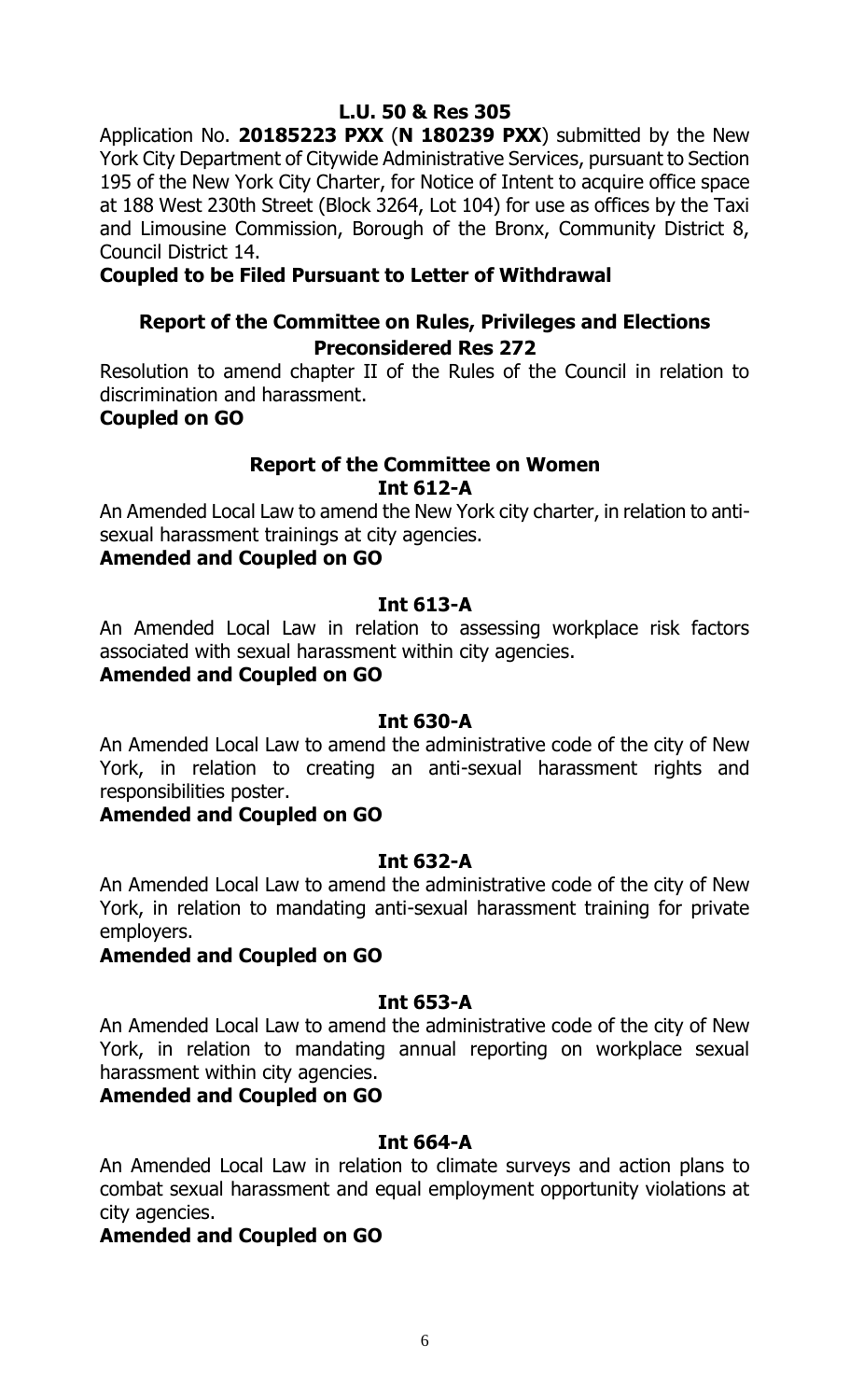**L.U. 50 & Res 305**

Application No. **20185223 PXX** (**N 180239 PXX**) submitted by the New York City Department of Citywide Administrative Services, pursuant to Section 195 of the New York City Charter, for Notice of Intent to acquire office space at 188 West 230th Street (Block 3264, Lot 104) for use as offices by the Taxi and Limousine Commission, Borough of the Bronx, Community District 8, Council District 14.

**Coupled to be Filed Pursuant to Letter of Withdrawal**

**Report of the Committee on Rules, Privileges and Elections**

**Preconsidered Res 272**

Resolution to amend chapter II of the Rules of the Council in relation to discrimination and harassment.

**Coupled on GO**

**Report of the Committee on Women**

**Int 612-A**

An Amended Local Law to amend the New York city charter, in relation to anti-sexual harassment trainings at city agencies.

**Amended and Coupled on GO**

**Int 613-A**

An Amended Local Law in relation to assessing workplace risk factors associated with sexual harassment within city agencies.

**Amended and Coupled on GO**

**Int 630-A**

An Amended Local Law to amend the administrative code of the city of New York, in relation to creating an anti-sexual harassment rights and responsibilities poster.

**Amended and Coupled on GO**

**Int 632-A**

An Amended Local Law to amend the administrative code of the city of New York, in relation to mandating anti-sexual harassment training for private employers.

**Amended and Coupled on GO**

**Int 653-A**

An Amended Local Law to amend the administrative code of the city of New York, in relation to mandating annual reporting on workplace sexual harassment within city agencies.

**Amended and Coupled on GO**

**Int 664-A**

An Amended Local Law in relation to climate surveys and action plans to combat sexual harassment and equal employment opportunity violations at city agencies.

**Amended and Coupled on GO**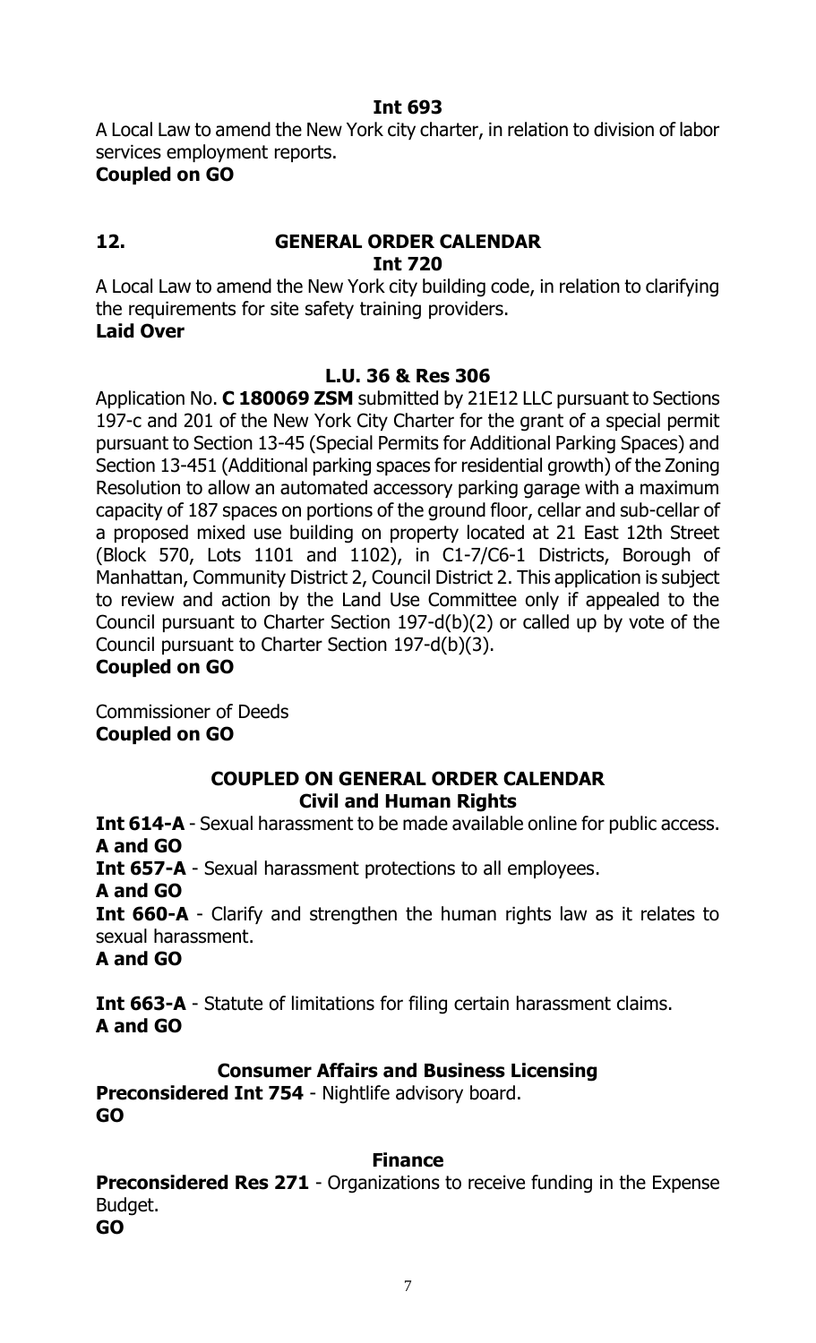**Int 693**

A Local Law to amend the New York city charter, in relation to division of labor services employment reports.

**Coupled on GO**

## 12. GENERAL ORDER CALENDAR

**Int 720**

A Local Law to amend the New York city building code, in relation to clarifying the requirements for site safety training providers.

**Laid Over**

**L.U. 36 & Res 306**

Application No. **C 180069 ZSM** submitted by 21E12 LLC pursuant to Sections 197-c and 201 of the New York City Charter for the grant of a special permit pursuant to Section 13-45 (Special Permits for Additional Parking Spaces) and Section 13-451 (Additional parking spaces for residential growth) of the Zoning Resolution to allow an automated accessory parking garage with a maximum capacity of 187 spaces on portions of the ground floor, cellar and sub-cellar of a proposed mixed use building on property located at 21 East 12th Street (Block 570, Lots 1101 and 1102), in C1-7/C6-1 Districts, Borough of Manhattan, Community District 2, Council District 2. This application is subject to review and action by the Land Use Committee only if appealed to the Council pursuant to Charter Section 197-d(b)(2) or called up by vote of the Council pursuant to Charter Section 197-d(b)(3).

**Coupled on GO**

Commissioner of Deeds

**Coupled on GO**

### COUPLED ON GENERAL ORDER CALENDAR

**Civil and Human Rights**

**Int 614-A** - Sexual harassment to be made available online for public access.

**A and GO**

**Int 657-A** - Sexual harassment protections to all employees.

**A and GO**

**Int 660-A** - Clarify and strengthen the human rights law as it relates to sexual harassment.

**A and GO**

**Int 663-A** - Statute of limitations for filing certain harassment claims.

**A and GO**

**Consumer Affairs and Business Licensing**

**Preconsidered Int 754** - Nightlife advisory board.

**GO**

**Finance**

**Preconsidered Res 271** - Organizations to receive funding in the Expense Budget.

**GO**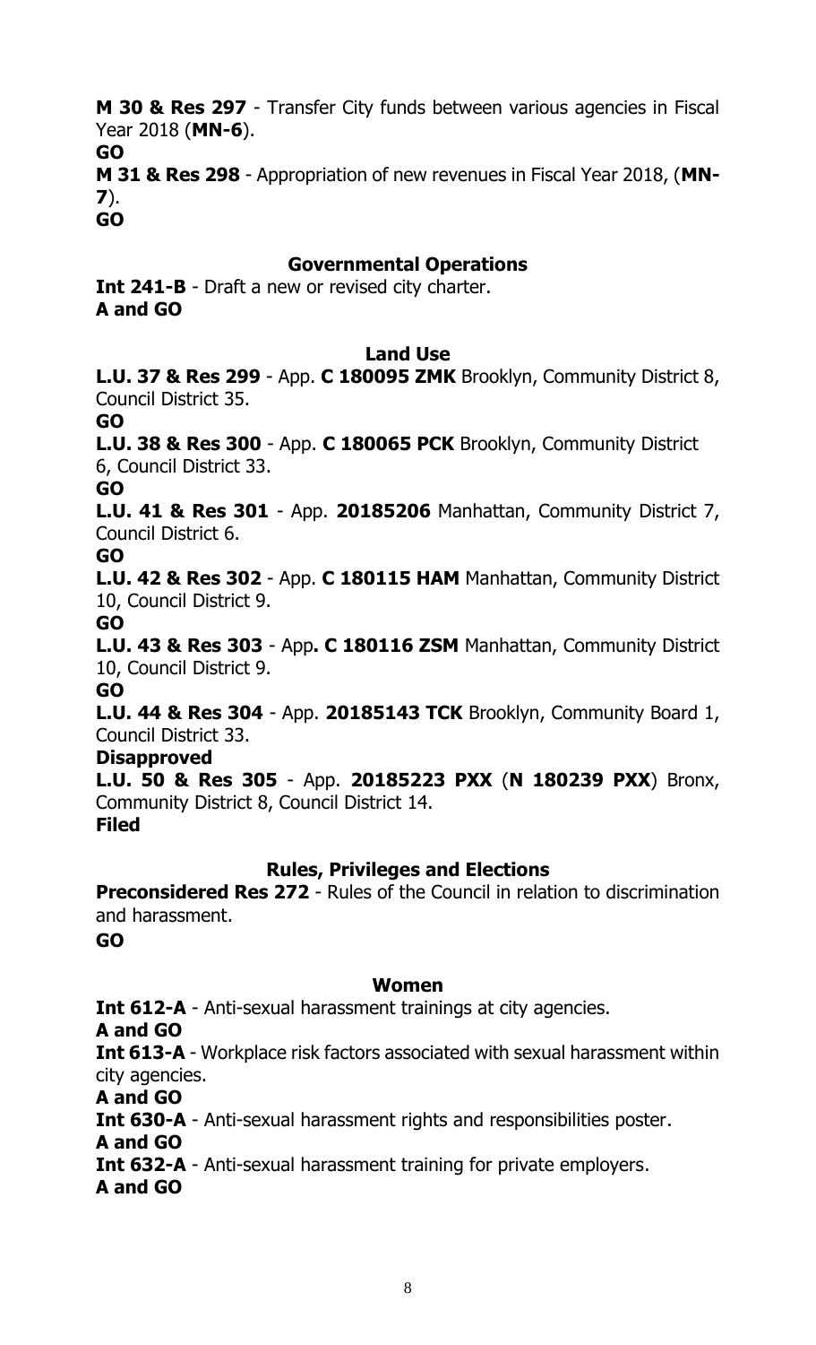**M 30 & Res 297** - Transfer City funds between various agencies in Fiscal Year 2018 (**MN-6**).
**GO**
**M 31 & Res 298** - Appropriation of new revenues in Fiscal Year 2018, (**MN-7**).
**GO**

### Governmental Operations

**Int 241-B** - Draft a new or revised city charter.
**A and GO**

### Land Use

**L.U. 37 & Res 299** - App. **C 180095 ZMK** Brooklyn, Community District 8, Council District 35.
**GO**
**L.U. 38 & Res 300** - App. **C 180065 PCK** Brooklyn, Community District 6, Council District 33.
**GO**
**L.U. 41 & Res 301** - App. **20185206** Manhattan, Community District 7, Council District 6.
**GO**
**L.U. 42 & Res 302** - App. **C 180115 HAM** Manhattan, Community District 10, Council District 9.
**GO**
**L.U. 43 & Res 303** - App**. C 180116 ZSM** Manhattan, Community District 10, Council District 9.
**GO**
**L.U. 44 & Res 304** - App. **20185143 TCK** Brooklyn, Community Board 1, Council District 33.
**Disapproved**
**L.U. 50 & Res 305** - App. **20185223 PXX** (**N 180239 PXX**) Bronx, Community District 8, Council District 14.
**Filed**

### Rules, Privileges and Elections

**Preconsidered Res 272** - Rules of the Council in relation to discrimination and harassment.
**GO**

### Women

**Int 612-A** - Anti-sexual harassment trainings at city agencies.
**A and GO**
**Int 613-A** - Workplace risk factors associated with sexual harassment within city agencies.
**A and GO**
**Int 630-A** - Anti-sexual harassment rights and responsibilities poster.
**A and GO**
**Int 632-A** - Anti-sexual harassment training for private employers.
**A and GO**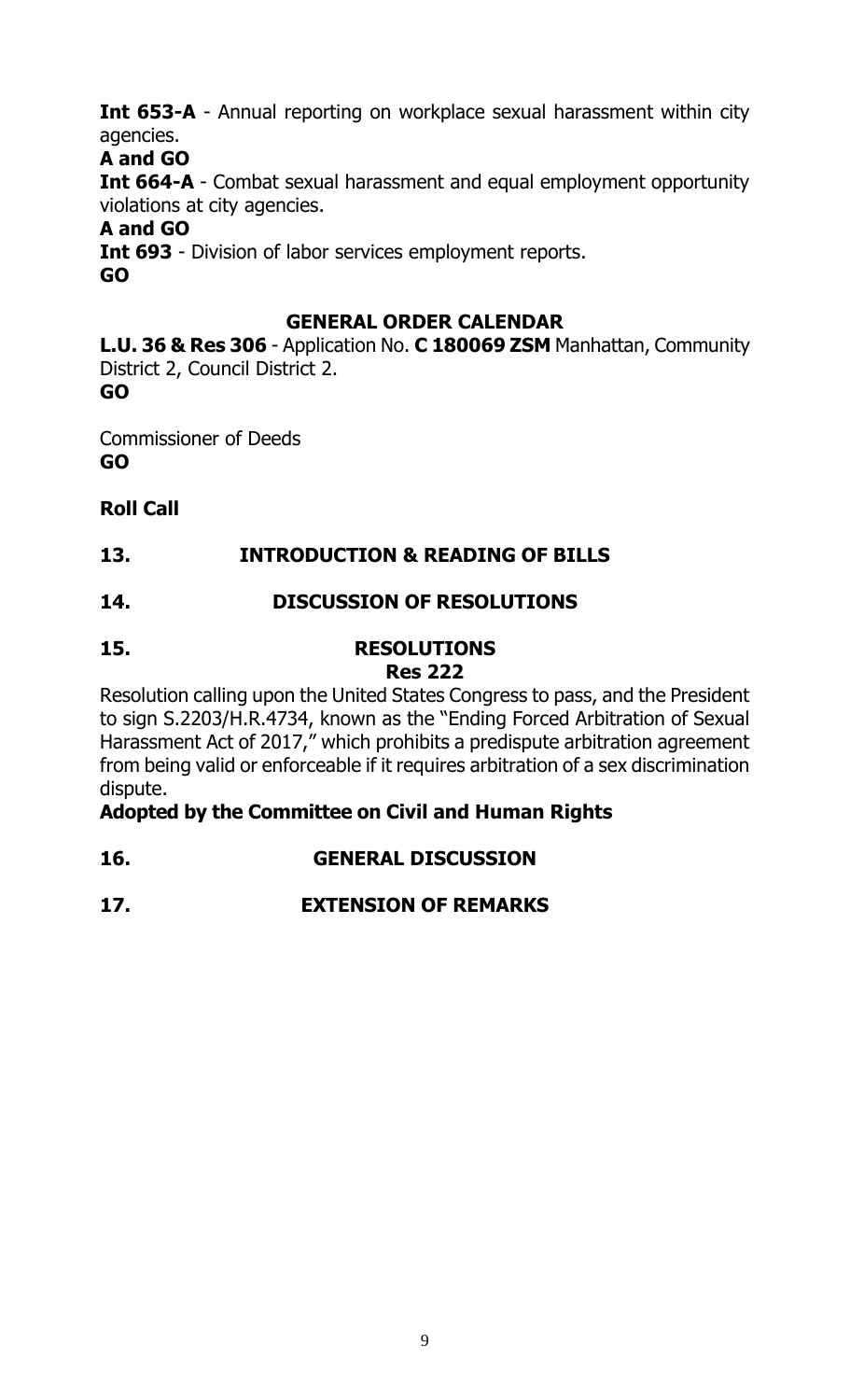**Int 653-A** - Annual reporting on workplace sexual harassment within city agencies.

**A and GO**

**Int 664-A** - Combat sexual harassment and equal employment opportunity violations at city agencies.

**A and GO**

**Int 693** - Division of labor services employment reports.

**GO**

## GENERAL ORDER CALENDAR

**L.U. 36 & Res 306** - Application No. **C 180069 ZSM** Manhattan, Community District 2, Council District 2.

**GO**

Commissioner of Deeds

**GO**

**Roll Call**

## 13. INTRODUCTION & READING OF BILLS

## 14. DISCUSSION OF RESOLUTIONS

## 15. RESOLUTIONS

**Res 222**

Resolution calling upon the United States Congress to pass, and the President to sign S.2203/H.R.4734, known as the "Ending Forced Arbitration of Sexual Harassment Act of 2017," which prohibits a predispute arbitration agreement from being valid or enforceable if it requires arbitration of a sex discrimination dispute.

**Adopted by the Committee on Civil and Human Rights**

## 16. GENERAL DISCUSSION

## 17. EXTENSION OF REMARKS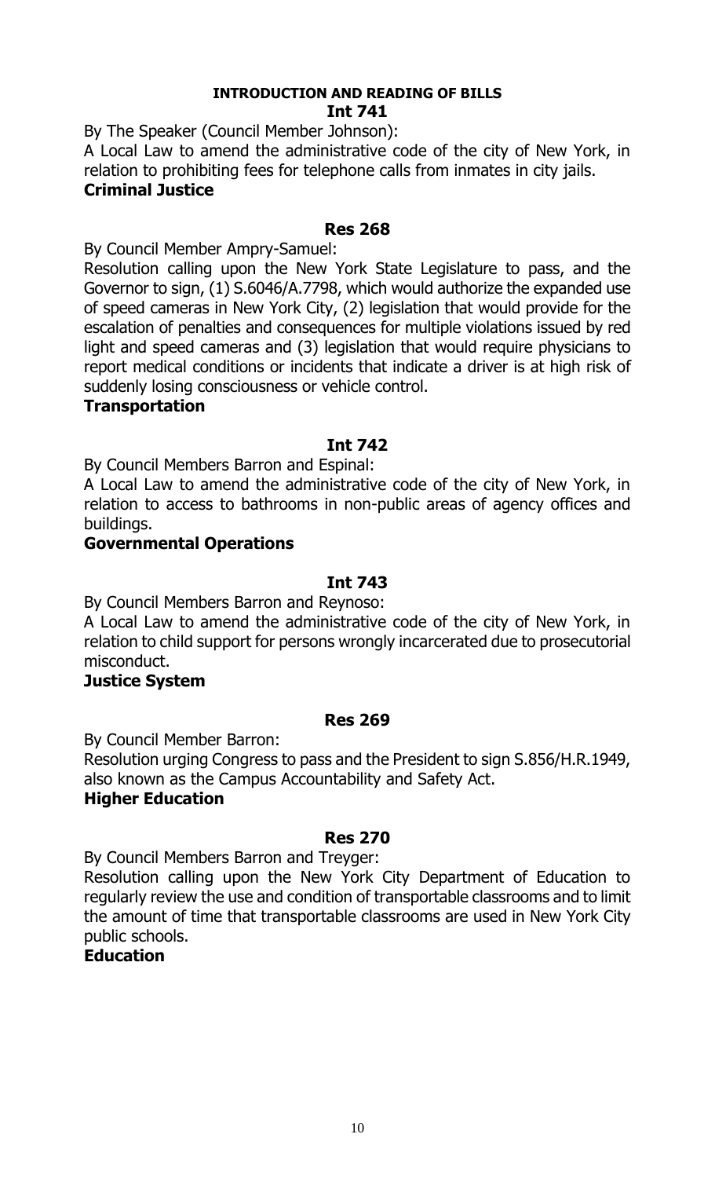## INTRODUCTION AND READING OF BILLS

### Int 741

By The Speaker (Council Member Johnson):

A Local Law to amend the administrative code of the city of New York, in relation to prohibiting fees for telephone calls from inmates in city jails.

**Criminal Justice**

### Res 268

By Council Member Ampry-Samuel:

Resolution calling upon the New York State Legislature to pass, and the Governor to sign, (1) S.6046/A.7798, which would authorize the expanded use of speed cameras in New York City, (2) legislation that would provide for the escalation of penalties and consequences for multiple violations issued by red light and speed cameras and (3) legislation that would require physicians to report medical conditions or incidents that indicate a driver is at high risk of suddenly losing consciousness or vehicle control.

**Transportation**

### Int 742

By Council Members Barron and Espinal:

A Local Law to amend the administrative code of the city of New York, in relation to access to bathrooms in non-public areas of agency offices and buildings.

**Governmental Operations**

### Int 743

By Council Members Barron and Reynoso:

A Local Law to amend the administrative code of the city of New York, in relation to child support for persons wrongly incarcerated due to prosecutorial misconduct.

**Justice System**

### Res 269

By Council Member Barron:

Resolution urging Congress to pass and the President to sign S.856/H.R.1949, also known as the Campus Accountability and Safety Act.

**Higher Education**

### Res 270

By Council Members Barron and Treyger:

Resolution calling upon the New York City Department of Education to regularly review the use and condition of transportable classrooms and to limit the amount of time that transportable classrooms are used in New York City public schools.

**Education**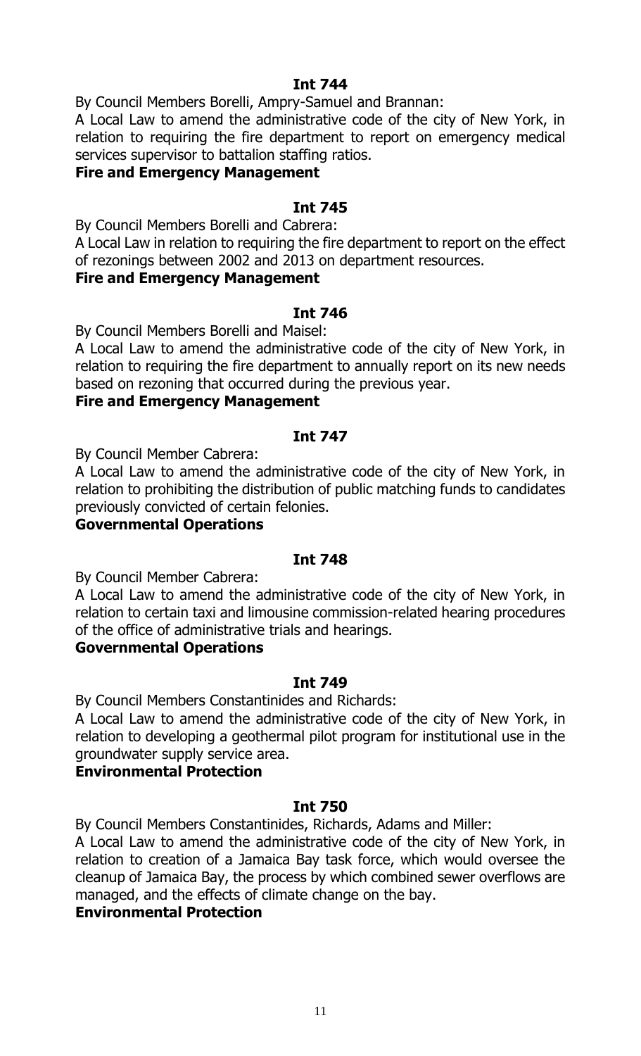**Int 744**

By Council Members Borelli, Ampry-Samuel and Brannan:

A Local Law to amend the administrative code of the city of New York, in relation to requiring the fire department to report on emergency medical services supervisor to battalion staffing ratios.

**Fire and Emergency Management**

**Int 745**

By Council Members Borelli and Cabrera:

A Local Law in relation to requiring the fire department to report on the effect of rezonings between 2002 and 2013 on department resources.

**Fire and Emergency Management**

**Int 746**

By Council Members Borelli and Maisel:

A Local Law to amend the administrative code of the city of New York, in relation to requiring the fire department to annually report on its new needs based on rezoning that occurred during the previous year.

**Fire and Emergency Management**

**Int 747**

By Council Member Cabrera:

A Local Law to amend the administrative code of the city of New York, in relation to prohibiting the distribution of public matching funds to candidates previously convicted of certain felonies.

**Governmental Operations**

**Int 748**

By Council Member Cabrera:

A Local Law to amend the administrative code of the city of New York, in relation to certain taxi and limousine commission-related hearing procedures of the office of administrative trials and hearings.

**Governmental Operations**

**Int 749**

By Council Members Constantinides and Richards:

A Local Law to amend the administrative code of the city of New York, in relation to developing a geothermal pilot program for institutional use in the groundwater supply service area.

**Environmental Protection**

**Int 750**

By Council Members Constantinides, Richards, Adams and Miller:

A Local Law to amend the administrative code of the city of New York, in relation to creation of a Jamaica Bay task force, which would oversee the cleanup of Jamaica Bay, the process by which combined sewer overflows are managed, and the effects of climate change on the bay.

**Environmental Protection**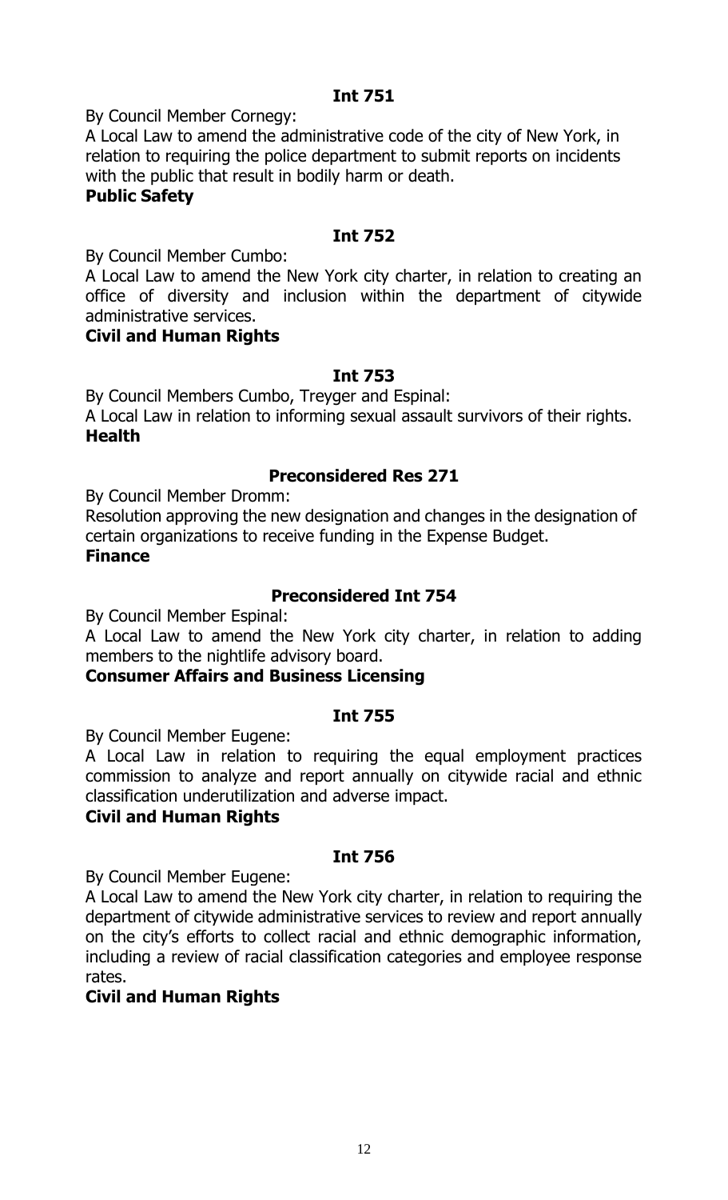**Int 751**

By Council Member Cornegy:

A Local Law to amend the administrative code of the city of New York, in relation to requiring the police department to submit reports on incidents with the public that result in bodily harm or death.

**Public Safety**

**Int 752**

By Council Member Cumbo:

A Local Law to amend the New York city charter, in relation to creating an office of diversity and inclusion within the department of citywide administrative services.

**Civil and Human Rights**

**Int 753**

By Council Members Cumbo, Treyger and Espinal:

A Local Law in relation to informing sexual assault survivors of their rights.

**Health**

**Preconsidered Res 271**

By Council Member Dromm:

Resolution approving the new designation and changes in the designation of certain organizations to receive funding in the Expense Budget.

**Finance**

**Preconsidered Int 754**

By Council Member Espinal:

A Local Law to amend the New York city charter, in relation to adding members to the nightlife advisory board.

**Consumer Affairs and Business Licensing**

**Int 755**

By Council Member Eugene:

A Local Law in relation to requiring the equal employment practices commission to analyze and report annually on citywide racial and ethnic classification underutilization and adverse impact.

**Civil and Human Rights**

**Int 756**

By Council Member Eugene:

A Local Law to amend the New York city charter, in relation to requiring the department of citywide administrative services to review and report annually on the city's efforts to collect racial and ethnic demographic information, including a review of racial classification categories and employee response rates.

**Civil and Human Rights**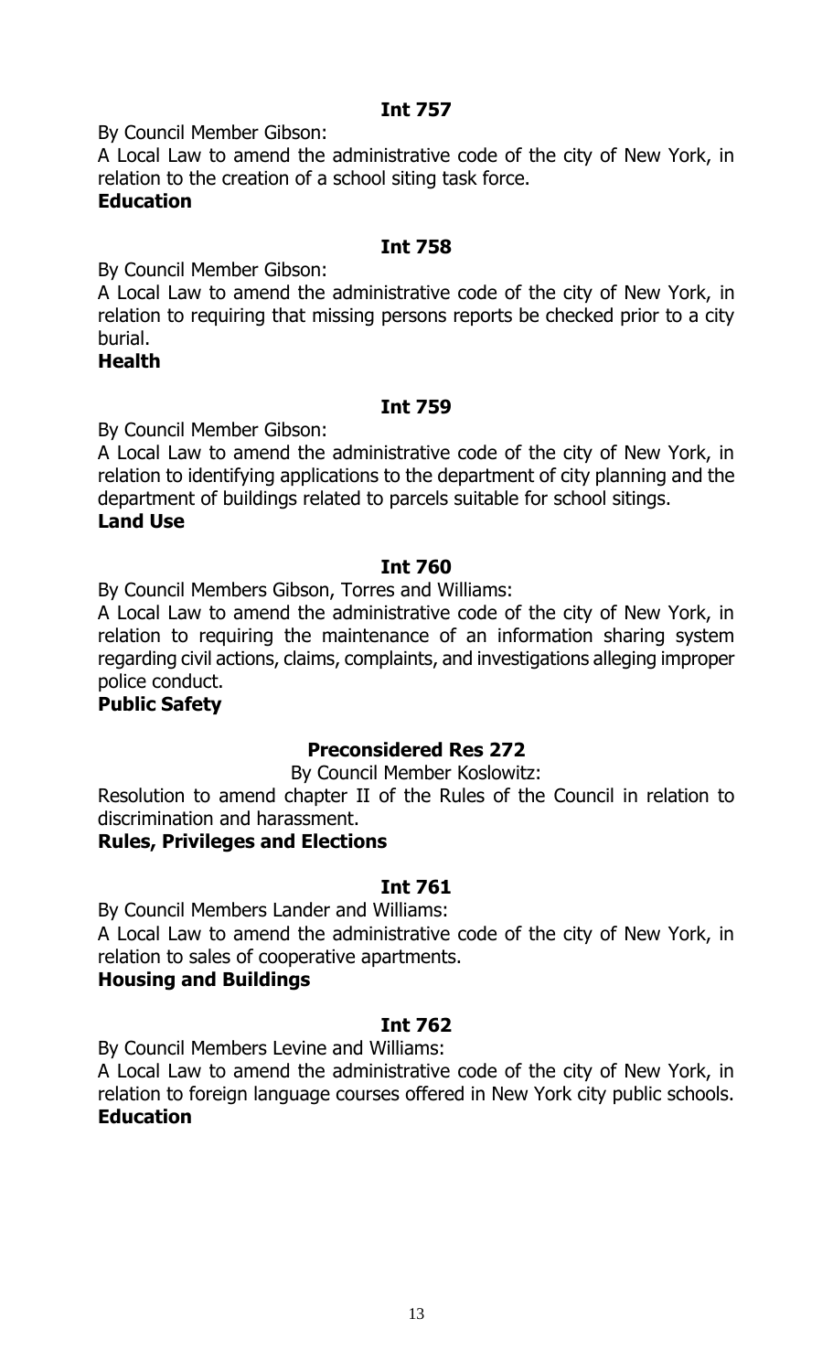**Int 757**

By Council Member Gibson:

A Local Law to amend the administrative code of the city of New York, in relation to the creation of a school siting task force.

**Education**

**Int 758**

By Council Member Gibson:

A Local Law to amend the administrative code of the city of New York, in relation to requiring that missing persons reports be checked prior to a city burial.

**Health**

**Int 759**

By Council Member Gibson:

A Local Law to amend the administrative code of the city of New York, in relation to identifying applications to the department of city planning and the department of buildings related to parcels suitable for school sitings.

**Land Use**

**Int 760**

By Council Members Gibson, Torres and Williams:

A Local Law to amend the administrative code of the city of New York, in relation to requiring the maintenance of an information sharing system regarding civil actions, claims, complaints, and investigations alleging improper police conduct.

**Public Safety**

**Preconsidered Res 272**

By Council Member Koslowitz:

Resolution to amend chapter II of the Rules of the Council in relation to discrimination and harassment.

**Rules, Privileges and Elections**

**Int 761**

By Council Members Lander and Williams:

A Local Law to amend the administrative code of the city of New York, in relation to sales of cooperative apartments.

**Housing and Buildings**

**Int 762**

By Council Members Levine and Williams:

A Local Law to amend the administrative code of the city of New York, in relation to foreign language courses offered in New York city public schools.

**Education**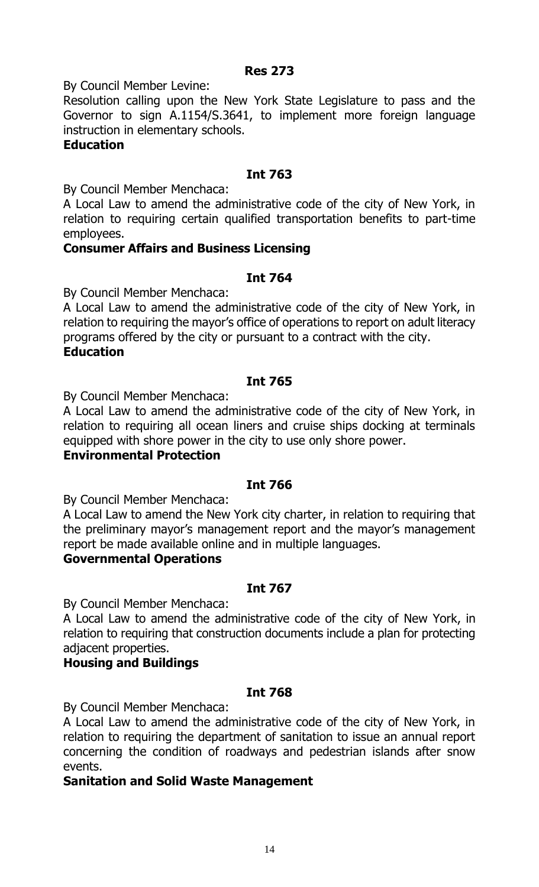**Res 273**

By Council Member Levine:

Resolution calling upon the New York State Legislature to pass and the Governor to sign A.1154/S.3641, to implement more foreign language instruction in elementary schools.

**Education**

**Int 763**

By Council Member Menchaca:

A Local Law to amend the administrative code of the city of New York, in relation to requiring certain qualified transportation benefits to part-time employees.

**Consumer Affairs and Business Licensing**

**Int 764**

By Council Member Menchaca:

A Local Law to amend the administrative code of the city of New York, in relation to requiring the mayor's office of operations to report on adult literacy programs offered by the city or pursuant to a contract with the city.

**Education**

**Int 765**

By Council Member Menchaca:

A Local Law to amend the administrative code of the city of New York, in relation to requiring all ocean liners and cruise ships docking at terminals equipped with shore power in the city to use only shore power.

**Environmental Protection**

**Int 766**

By Council Member Menchaca:

A Local Law to amend the New York city charter, in relation to requiring that the preliminary mayor's management report and the mayor's management report be made available online and in multiple languages.

**Governmental Operations**

**Int 767**

By Council Member Menchaca:

A Local Law to amend the administrative code of the city of New York, in relation to requiring that construction documents include a plan for protecting adjacent properties.

**Housing and Buildings**

**Int 768**

By Council Member Menchaca:

A Local Law to amend the administrative code of the city of New York, in relation to requiring the department of sanitation to issue an annual report concerning the condition of roadways and pedestrian islands after snow events.

**Sanitation and Solid Waste Management**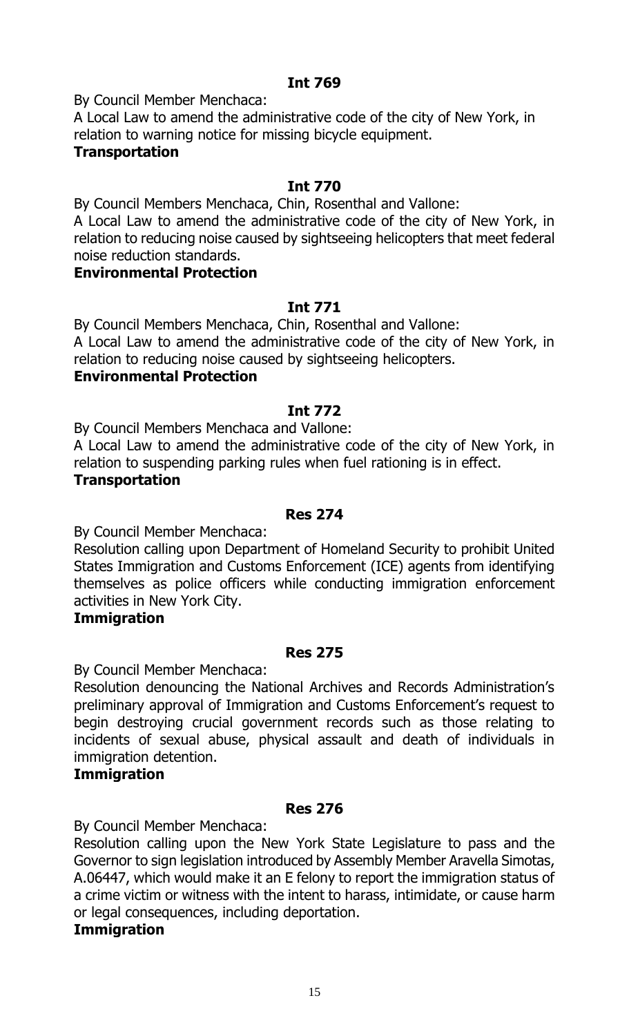**Int 769**

By Council Member Menchaca:

A Local Law to amend the administrative code of the city of New York, in relation to warning notice for missing bicycle equipment.

**Transportation**

**Int 770**

By Council Members Menchaca, Chin, Rosenthal and Vallone:

A Local Law to amend the administrative code of the city of New York, in relation to reducing noise caused by sightseeing helicopters that meet federal noise reduction standards.

**Environmental Protection**

**Int 771**

By Council Members Menchaca, Chin, Rosenthal and Vallone:

A Local Law to amend the administrative code of the city of New York, in relation to reducing noise caused by sightseeing helicopters.

**Environmental Protection**

**Int 772**

By Council Members Menchaca and Vallone:

A Local Law to amend the administrative code of the city of New York, in relation to suspending parking rules when fuel rationing is in effect.

**Transportation**

**Res 274**

By Council Member Menchaca:

Resolution calling upon Department of Homeland Security to prohibit United States Immigration and Customs Enforcement (ICE) agents from identifying themselves as police officers while conducting immigration enforcement activities in New York City.

**Immigration**

**Res 275**

By Council Member Menchaca:

Resolution denouncing the National Archives and Records Administration's preliminary approval of Immigration and Customs Enforcement's request to begin destroying crucial government records such as those relating to incidents of sexual abuse, physical assault and death of individuals in immigration detention.

**Immigration**

**Res 276**

By Council Member Menchaca:

Resolution calling upon the New York State Legislature to pass and the Governor to sign legislation introduced by Assembly Member Aravella Simotas, A.06447, which would make it an E felony to report the immigration status of a crime victim or witness with the intent to harass, intimidate, or cause harm or legal consequences, including deportation.

**Immigration**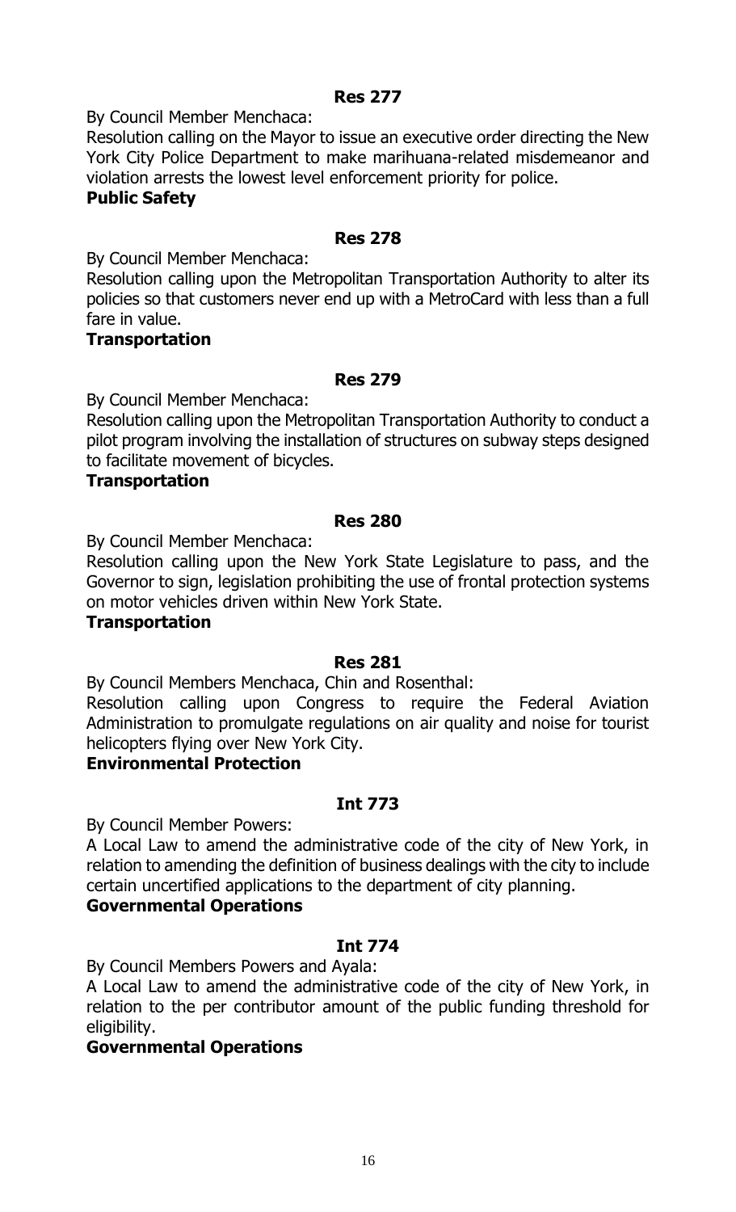**Res 277**

By Council Member Menchaca:

Resolution calling on the Mayor to issue an executive order directing the New York City Police Department to make marihuana-related misdemeanor and violation arrests the lowest level enforcement priority for police.

**Public Safety**

**Res 278**

By Council Member Menchaca:

Resolution calling upon the Metropolitan Transportation Authority to alter its policies so that customers never end up with a MetroCard with less than a full fare in value.

**Transportation**

**Res 279**

By Council Member Menchaca:

Resolution calling upon the Metropolitan Transportation Authority to conduct a pilot program involving the installation of structures on subway steps designed to facilitate movement of bicycles.

**Transportation**

**Res 280**

By Council Member Menchaca:

Resolution calling upon the New York State Legislature to pass, and the Governor to sign, legislation prohibiting the use of frontal protection systems on motor vehicles driven within New York State.

**Transportation**

**Res 281**

By Council Members Menchaca, Chin and Rosenthal:

Resolution calling upon Congress to require the Federal Aviation Administration to promulgate regulations on air quality and noise for tourist helicopters flying over New York City.

**Environmental Protection**

**Int 773**

By Council Member Powers:

A Local Law to amend the administrative code of the city of New York, in relation to amending the definition of business dealings with the city to include certain uncertified applications to the department of city planning.

**Governmental Operations**

**Int 774**

By Council Members Powers and Ayala:

A Local Law to amend the administrative code of the city of New York, in relation to the per contributor amount of the public funding threshold for eligibility.

**Governmental Operations**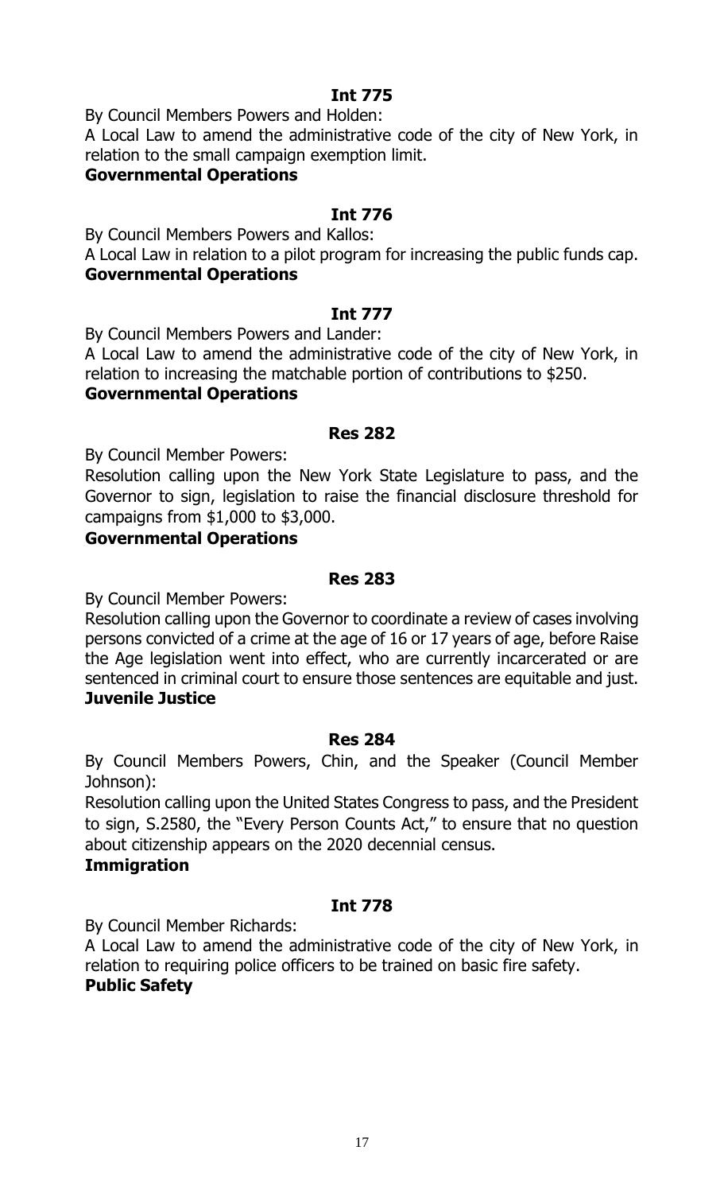**Int 775**

By Council Members Powers and Holden:

A Local Law to amend the administrative code of the city of New York, in relation to the small campaign exemption limit.

**Governmental Operations**

**Int 776**

By Council Members Powers and Kallos:

A Local Law in relation to a pilot program for increasing the public funds cap.

**Governmental Operations**

**Int 777**

By Council Members Powers and Lander:

A Local Law to amend the administrative code of the city of New York, in relation to increasing the matchable portion of contributions to $250.

**Governmental Operations**

**Res 282**

By Council Member Powers:

Resolution calling upon the New York State Legislature to pass, and the Governor to sign, legislation to raise the financial disclosure threshold for campaigns from $1,000 to $3,000.

**Governmental Operations**

**Res 283**

By Council Member Powers:

Resolution calling upon the Governor to coordinate a review of cases involving persons convicted of a crime at the age of 16 or 17 years of age, before Raise the Age legislation went into effect, who are currently incarcerated or are sentenced in criminal court to ensure those sentences are equitable and just.

**Juvenile Justice**

**Res 284**

By Council Members Powers, Chin, and the Speaker (Council Member Johnson):

Resolution calling upon the United States Congress to pass, and the President to sign, S.2580, the "Every Person Counts Act," to ensure that no question about citizenship appears on the 2020 decennial census.

**Immigration**

**Int 778**

By Council Member Richards:

A Local Law to amend the administrative code of the city of New York, in relation to requiring police officers to be trained on basic fire safety.

**Public Safety**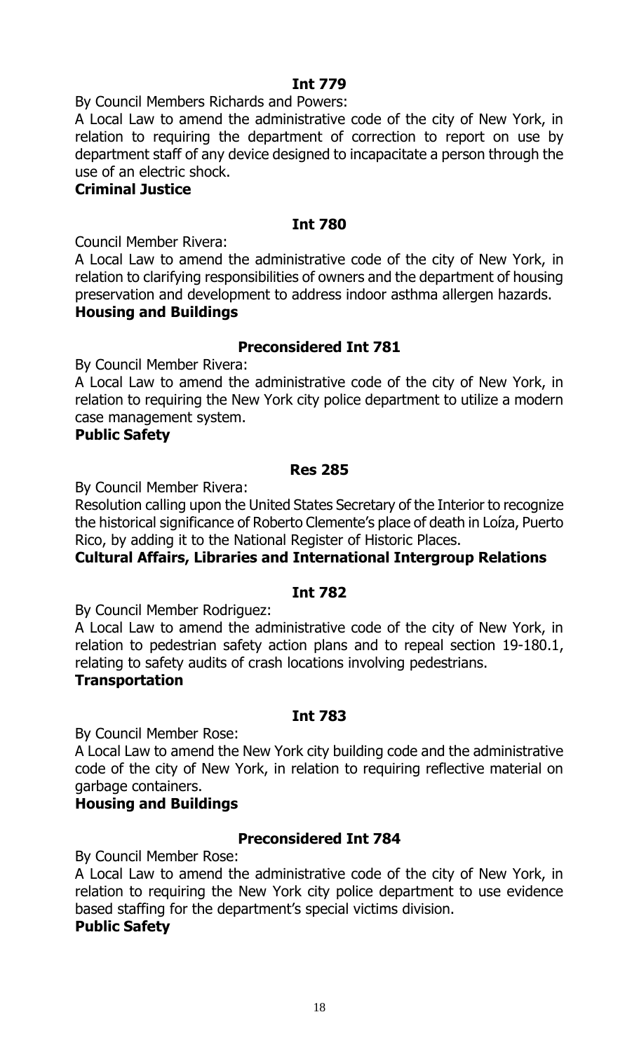**Int 779**

By Council Members Richards and Powers:

A Local Law to amend the administrative code of the city of New York, in relation to requiring the department of correction to report on use by department staff of any device designed to incapacitate a person through the use of an electric shock.

**Criminal Justice**

**Int 780**

Council Member Rivera:

A Local Law to amend the administrative code of the city of New York, in relation to clarifying responsibilities of owners and the department of housing preservation and development to address indoor asthma allergen hazards.

**Housing and Buildings**

**Preconsidered Int 781**

By Council Member Rivera:

A Local Law to amend the administrative code of the city of New York, in relation to requiring the New York city police department to utilize a modern case management system.

**Public Safety**

**Res 285**

By Council Member Rivera:

Resolution calling upon the United States Secretary of the Interior to recognize the historical significance of Roberto Clemente's place of death in Loíza, Puerto Rico, by adding it to the National Register of Historic Places.

**Cultural Affairs, Libraries and International Intergroup Relations**

**Int 782**

By Council Member Rodriguez:

A Local Law to amend the administrative code of the city of New York, in relation to pedestrian safety action plans and to repeal section 19-180.1, relating to safety audits of crash locations involving pedestrians.

**Transportation**

**Int 783**

By Council Member Rose:

A Local Law to amend the New York city building code and the administrative code of the city of New York, in relation to requiring reflective material on garbage containers.

**Housing and Buildings**

**Preconsidered Int 784**

By Council Member Rose:

A Local Law to amend the administrative code of the city of New York, in relation to requiring the New York city police department to use evidence based staffing for the department's special victims division.

**Public Safety**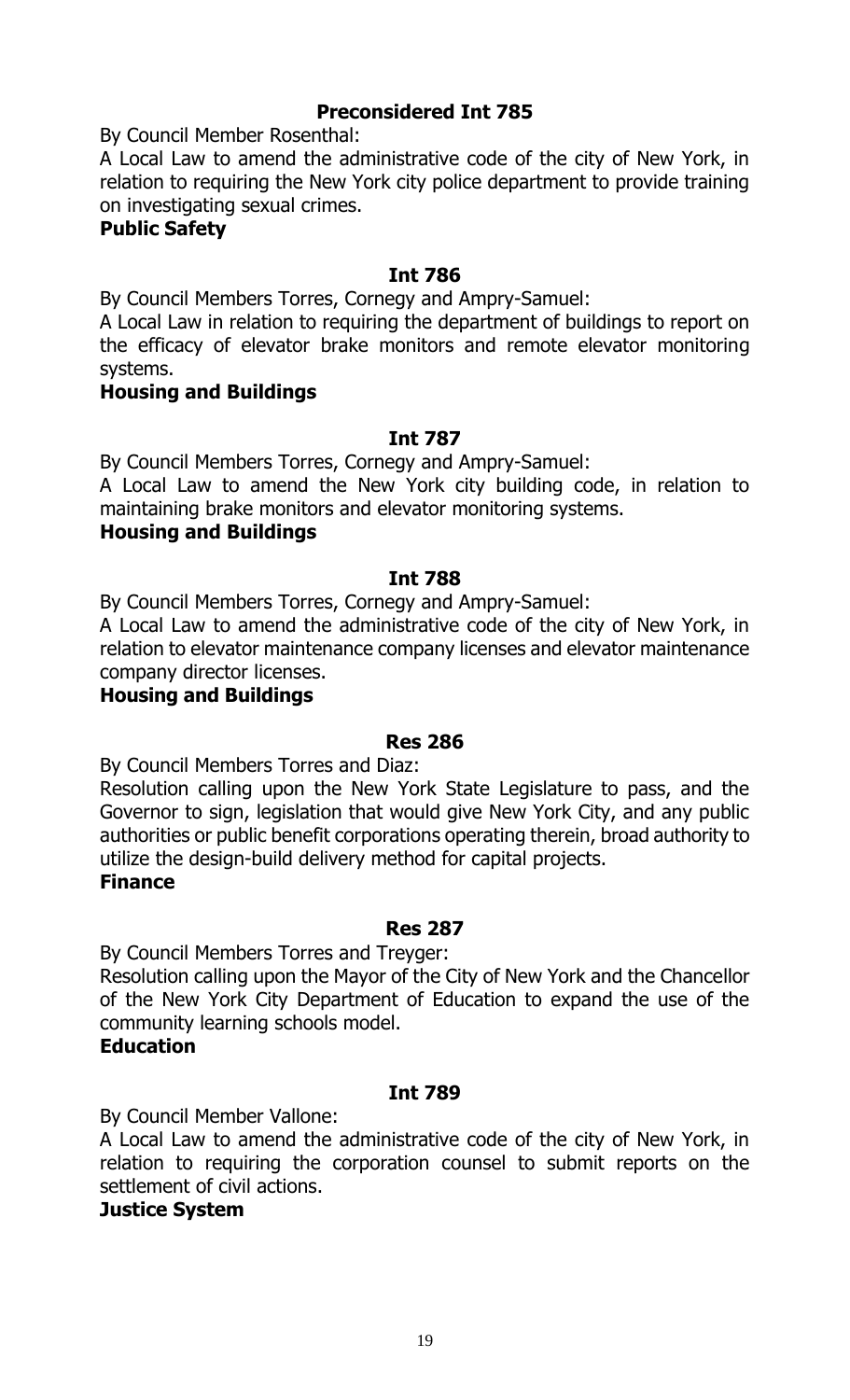**Preconsidered Int 785**

By Council Member Rosenthal:

A Local Law to amend the administrative code of the city of New York, in relation to requiring the New York city police department to provide training on investigating sexual crimes.

**Public Safety**

**Int 786**

By Council Members Torres, Cornegy and Ampry-Samuel:

A Local Law in relation to requiring the department of buildings to report on the efficacy of elevator brake monitors and remote elevator monitoring systems.

**Housing and Buildings**

**Int 787**

By Council Members Torres, Cornegy and Ampry-Samuel:

A Local Law to amend the New York city building code, in relation to maintaining brake monitors and elevator monitoring systems.

**Housing and Buildings**

**Int 788**

By Council Members Torres, Cornegy and Ampry-Samuel:

A Local Law to amend the administrative code of the city of New York, in relation to elevator maintenance company licenses and elevator maintenance company director licenses.

**Housing and Buildings**

**Res 286**

By Council Members Torres and Diaz:

Resolution calling upon the New York State Legislature to pass, and the Governor to sign, legislation that would give New York City, and any public authorities or public benefit corporations operating therein, broad authority to utilize the design-build delivery method for capital projects.

**Finance**

**Res 287**

By Council Members Torres and Treyger:

Resolution calling upon the Mayor of the City of New York and the Chancellor of the New York City Department of Education to expand the use of the community learning schools model.

**Education**

**Int 789**

By Council Member Vallone:

A Local Law to amend the administrative code of the city of New York, in relation to requiring the corporation counsel to submit reports on the settlement of civil actions.

**Justice System**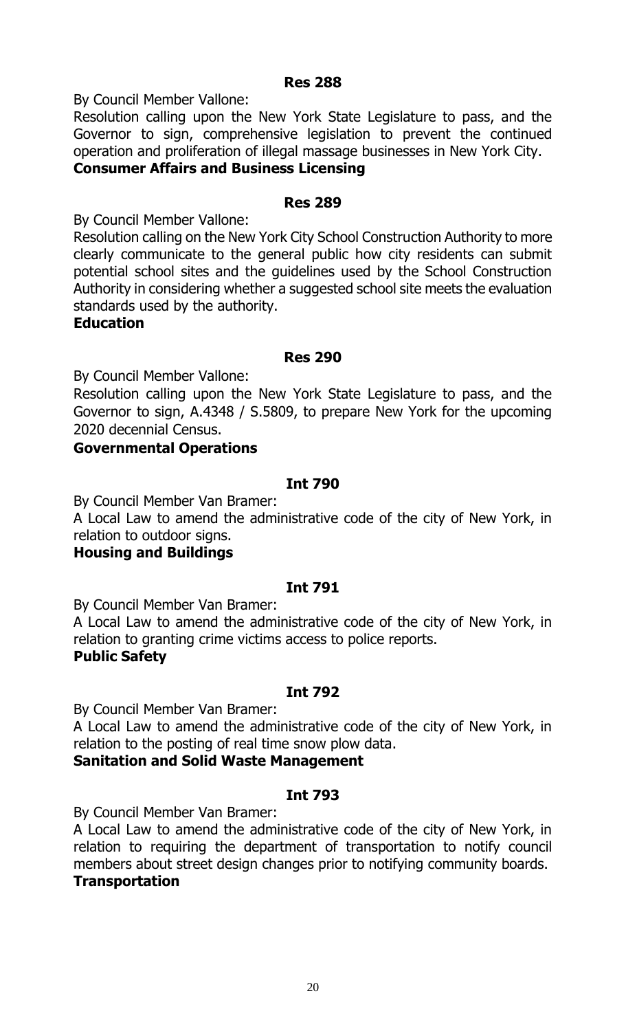**Res 288**

By Council Member Vallone:

Resolution calling upon the New York State Legislature to pass, and the Governor to sign, comprehensive legislation to prevent the continued operation and proliferation of illegal massage businesses in New York City.

**Consumer Affairs and Business Licensing**

**Res 289**

By Council Member Vallone:

Resolution calling on the New York City School Construction Authority to more clearly communicate to the general public how city residents can submit potential school sites and the guidelines used by the School Construction Authority in considering whether a suggested school site meets the evaluation standards used by the authority.

**Education**

**Res 290**

By Council Member Vallone:

Resolution calling upon the New York State Legislature to pass, and the Governor to sign, A.4348 / S.5809, to prepare New York for the upcoming 2020 decennial Census.

**Governmental Operations**

**Int 790**

By Council Member Van Bramer:

A Local Law to amend the administrative code of the city of New York, in relation to outdoor signs.

**Housing and Buildings**

**Int 791**

By Council Member Van Bramer:

A Local Law to amend the administrative code of the city of New York, in relation to granting crime victims access to police reports.

**Public Safety**

**Int 792**

By Council Member Van Bramer:

A Local Law to amend the administrative code of the city of New York, in relation to the posting of real time snow plow data.

**Sanitation and Solid Waste Management**

**Int 793**

By Council Member Van Bramer:

A Local Law to amend the administrative code of the city of New York, in relation to requiring the department of transportation to notify council members about street design changes prior to notifying community boards.

**Transportation**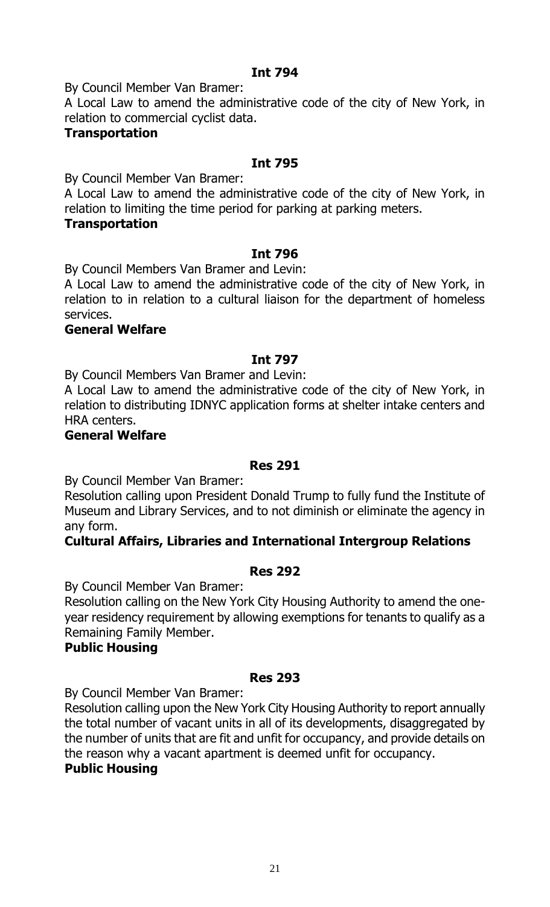**Int 794**

By Council Member Van Bramer:

A Local Law to amend the administrative code of the city of New York, in relation to commercial cyclist data.

**Transportation**

**Int 795**

By Council Member Van Bramer:

A Local Law to amend the administrative code of the city of New York, in relation to limiting the time period for parking at parking meters.

**Transportation**

**Int 796**

By Council Members Van Bramer and Levin:

A Local Law to amend the administrative code of the city of New York, in relation to in relation to a cultural liaison for the department of homeless services.

**General Welfare**

**Int 797**

By Council Members Van Bramer and Levin:

A Local Law to amend the administrative code of the city of New York, in relation to distributing IDNYC application forms at shelter intake centers and HRA centers.

**General Welfare**

**Res 291**

By Council Member Van Bramer:

Resolution calling upon President Donald Trump to fully fund the Institute of Museum and Library Services, and to not diminish or eliminate the agency in any form.

**Cultural Affairs, Libraries and International Intergroup Relations**

**Res 292**

By Council Member Van Bramer:

Resolution calling on the New York City Housing Authority to amend the one-year residency requirement by allowing exemptions for tenants to qualify as a Remaining Family Member.

**Public Housing**

**Res 293**

By Council Member Van Bramer:

Resolution calling upon the New York City Housing Authority to report annually the total number of vacant units in all of its developments, disaggregated by the number of units that are fit and unfit for occupancy, and provide details on the reason why a vacant apartment is deemed unfit for occupancy.

**Public Housing**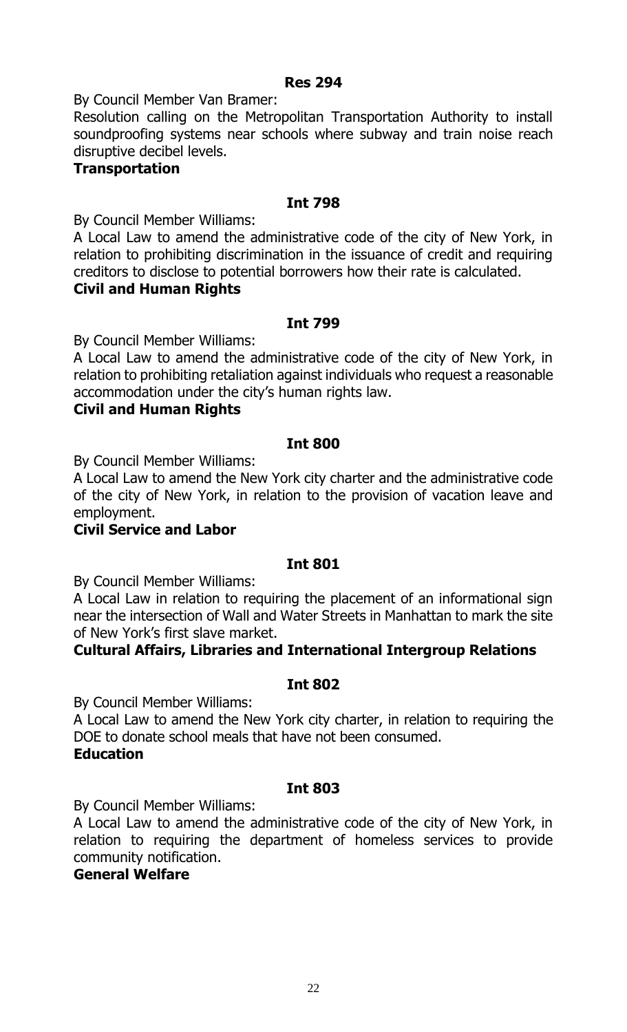**Res 294**

By Council Member Van Bramer:

Resolution calling on the Metropolitan Transportation Authority to install soundproofing systems near schools where subway and train noise reach disruptive decibel levels.

**Transportation**

**Int 798**

By Council Member Williams:

A Local Law to amend the administrative code of the city of New York, in relation to prohibiting discrimination in the issuance of credit and requiring creditors to disclose to potential borrowers how their rate is calculated.

**Civil and Human Rights**

**Int 799**

By Council Member Williams:

A Local Law to amend the administrative code of the city of New York, in relation to prohibiting retaliation against individuals who request a reasonable accommodation under the city's human rights law.

**Civil and Human Rights**

**Int 800**

By Council Member Williams:

A Local Law to amend the New York city charter and the administrative code of the city of New York, in relation to the provision of vacation leave and employment.

**Civil Service and Labor**

**Int 801**

By Council Member Williams:

A Local Law in relation to requiring the placement of an informational sign near the intersection of Wall and Water Streets in Manhattan to mark the site of New York's first slave market.

**Cultural Affairs, Libraries and International Intergroup Relations**

**Int 802**

By Council Member Williams:

A Local Law to amend the New York city charter, in relation to requiring the DOE to donate school meals that have not been consumed.

**Education**

**Int 803**

By Council Member Williams:

A Local Law to amend the administrative code of the city of New York, in relation to requiring the department of homeless services to provide community notification.

**General Welfare**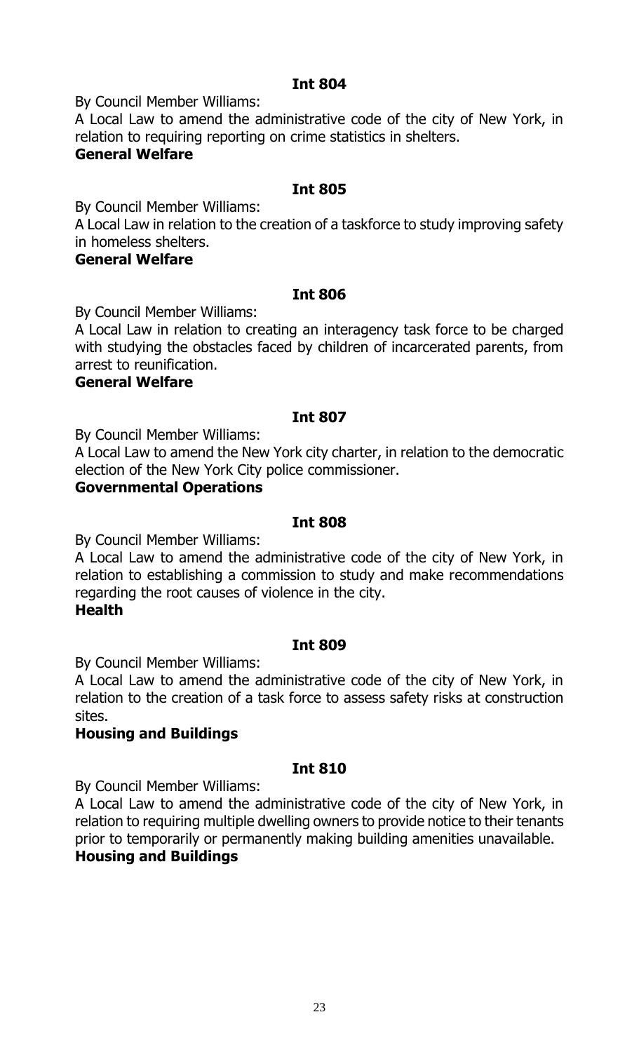**Int 804**

By Council Member Williams:

A Local Law to amend the administrative code of the city of New York, in relation to requiring reporting on crime statistics in shelters.

**General Welfare**

**Int 805**

By Council Member Williams:

A Local Law in relation to the creation of a taskforce to study improving safety in homeless shelters.

**General Welfare**

**Int 806**

By Council Member Williams:

A Local Law in relation to creating an interagency task force to be charged with studying the obstacles faced by children of incarcerated parents, from arrest to reunification.

**General Welfare**

**Int 807**

By Council Member Williams:

A Local Law to amend the New York city charter, in relation to the democratic election of the New York City police commissioner.

**Governmental Operations**

**Int 808**

By Council Member Williams:

A Local Law to amend the administrative code of the city of New York, in relation to establishing a commission to study and make recommendations regarding the root causes of violence in the city.

**Health**

**Int 809**

By Council Member Williams:

A Local Law to amend the administrative code of the city of New York, in relation to the creation of a task force to assess safety risks at construction sites.

**Housing and Buildings**

**Int 810**

By Council Member Williams:

A Local Law to amend the administrative code of the city of New York, in relation to requiring multiple dwelling owners to provide notice to their tenants prior to temporarily or permanently making building amenities unavailable.

**Housing and Buildings**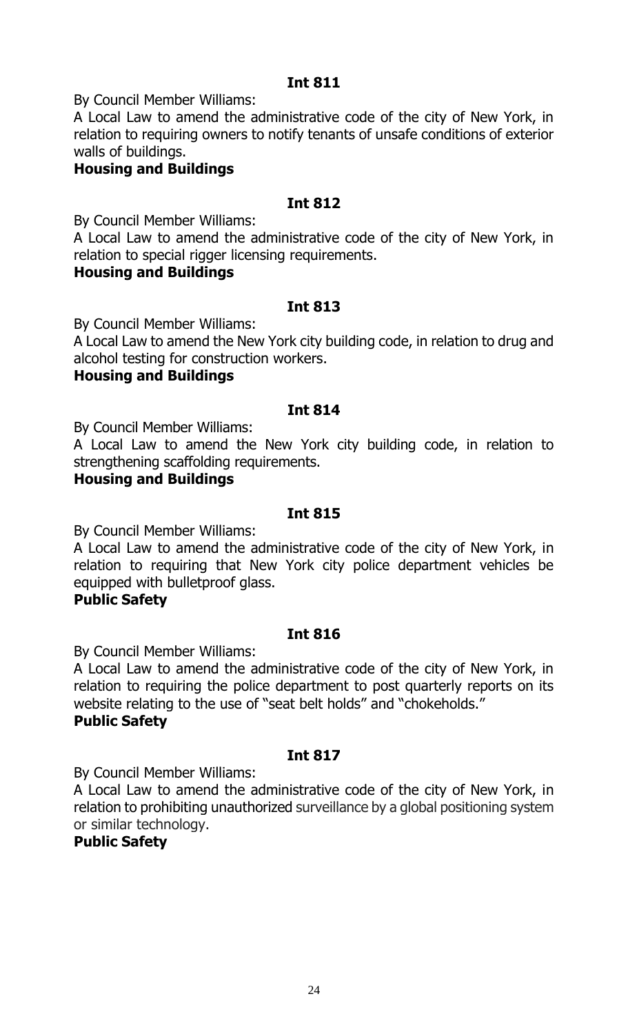**Int 811**

By Council Member Williams:

A Local Law to amend the administrative code of the city of New York, in relation to requiring owners to notify tenants of unsafe conditions of exterior walls of buildings.

**Housing and Buildings**

**Int 812**

By Council Member Williams:

A Local Law to amend the administrative code of the city of New York, in relation to special rigger licensing requirements.

**Housing and Buildings**

**Int 813**

By Council Member Williams:

A Local Law to amend the New York city building code, in relation to drug and alcohol testing for construction workers.

**Housing and Buildings**

**Int 814**

By Council Member Williams:

A Local Law to amend the New York city building code, in relation to strengthening scaffolding requirements.

**Housing and Buildings**

**Int 815**

By Council Member Williams:

A Local Law to amend the administrative code of the city of New York, in relation to requiring that New York city police department vehicles be equipped with bulletproof glass.

**Public Safety**

**Int 816**

By Council Member Williams:

A Local Law to amend the administrative code of the city of New York, in relation to requiring the police department to post quarterly reports on its website relating to the use of "seat belt holds" and "chokeholds."

**Public Safety**

**Int 817**

By Council Member Williams:

A Local Law to amend the administrative code of the city of New York, in relation to prohibiting unauthorized surveillance by a global positioning system or similar technology.

**Public Safety**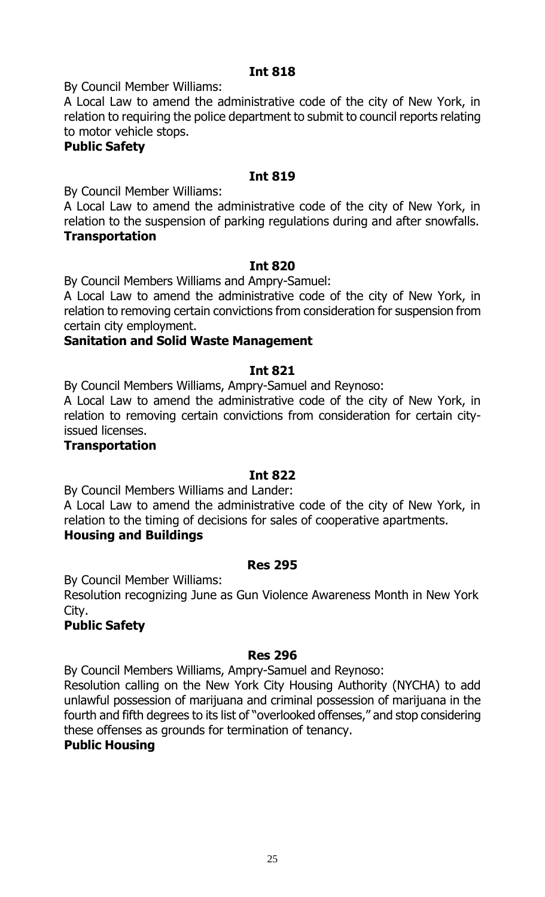**Int 818**

By Council Member Williams:

A Local Law to amend the administrative code of the city of New York, in relation to requiring the police department to submit to council reports relating to motor vehicle stops.

**Public Safety**

**Int 819**

By Council Member Williams:

A Local Law to amend the administrative code of the city of New York, in relation to the suspension of parking regulations during and after snowfalls.

**Transportation**

**Int 820**

By Council Members Williams and Ampry-Samuel:

A Local Law to amend the administrative code of the city of New York, in relation to removing certain convictions from consideration for suspension from certain city employment.

**Sanitation and Solid Waste Management**

**Int 821**

By Council Members Williams, Ampry-Samuel and Reynoso:

A Local Law to amend the administrative code of the city of New York, in relation to removing certain convictions from consideration for certain city-issued licenses.

**Transportation**

**Int 822**

By Council Members Williams and Lander:

A Local Law to amend the administrative code of the city of New York, in relation to the timing of decisions for sales of cooperative apartments.

**Housing and Buildings**

**Res 295**

By Council Member Williams:

Resolution recognizing June as Gun Violence Awareness Month in New York City.

**Public Safety**

**Res 296**

By Council Members Williams, Ampry-Samuel and Reynoso:

Resolution calling on the New York City Housing Authority (NYCHA) to add unlawful possession of marijuana and criminal possession of marijuana in the fourth and fifth degrees to its list of "overlooked offenses," and stop considering these offenses as grounds for termination of tenancy.

**Public Housing**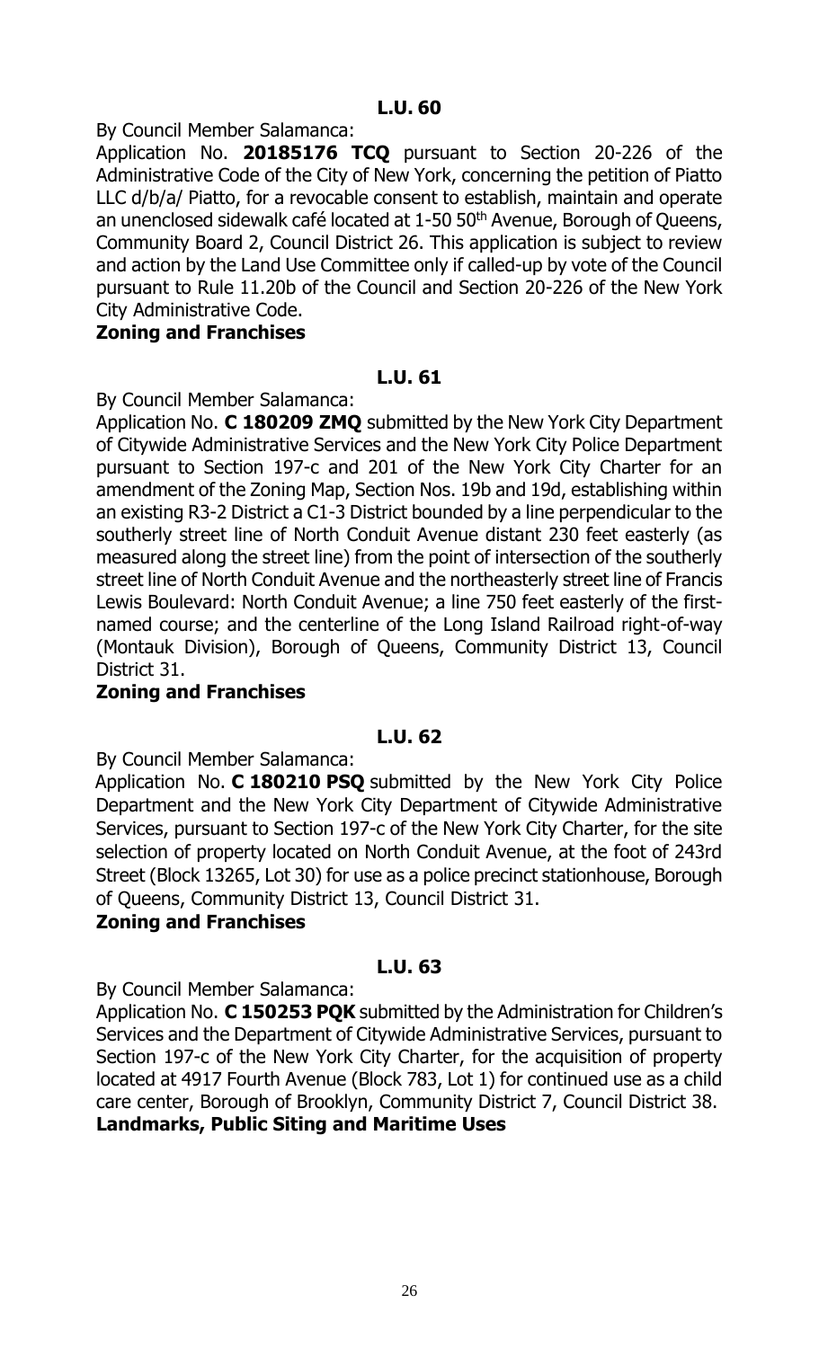### L.U. 60

By Council Member Salamanca:

Application No. **20185176 TCQ** pursuant to Section 20-226 of the Administrative Code of the City of New York, concerning the petition of Piatto LLC d/b/a/ Piatto, for a revocable consent to establish, maintain and operate an unenclosed sidewalk café located at 1-50 50th Avenue, Borough of Queens, Community Board 2, Council District 26. This application is subject to review and action by the Land Use Committee only if called-up by vote of the Council pursuant to Rule 11.20b of the Council and Section 20-226 of the New York City Administrative Code.

**Zoning and Franchises**

### L.U. 61

By Council Member Salamanca:

Application No. **C 180209 ZMQ** submitted by the New York City Department of Citywide Administrative Services and the New York City Police Department pursuant to Section 197-c and 201 of the New York City Charter for an amendment of the Zoning Map, Section Nos. 19b and 19d, establishing within an existing R3-2 District a C1-3 District bounded by a line perpendicular to the southerly street line of North Conduit Avenue distant 230 feet easterly (as measured along the street line) from the point of intersection of the southerly street line of North Conduit Avenue and the northeasterly street line of Francis Lewis Boulevard: North Conduit Avenue; a line 750 feet easterly of the first-named course; and the centerline of the Long Island Railroad right-of-way (Montauk Division), Borough of Queens, Community District 13, Council District 31.

**Zoning and Franchises**

### L.U. 62

By Council Member Salamanca:

Application No. **C 180210 PSQ** submitted by the New York City Police Department and the New York City Department of Citywide Administrative Services, pursuant to Section 197-c of the New York City Charter, for the site selection of property located on North Conduit Avenue, at the foot of 243rd Street (Block 13265, Lot 30) for use as a police precinct stationhouse, Borough of Queens, Community District 13, Council District 31.

**Zoning and Franchises**

### L.U. 63

By Council Member Salamanca:

Application No. **C 150253 PQK** submitted by the Administration for Children's Services and the Department of Citywide Administrative Services, pursuant to Section 197-c of the New York City Charter, for the acquisition of property located at 4917 Fourth Avenue (Block 783, Lot 1) for continued use as a child care center, Borough of Brooklyn, Community District 7, Council District 38.

**Landmarks, Public Siting and Maritime Uses**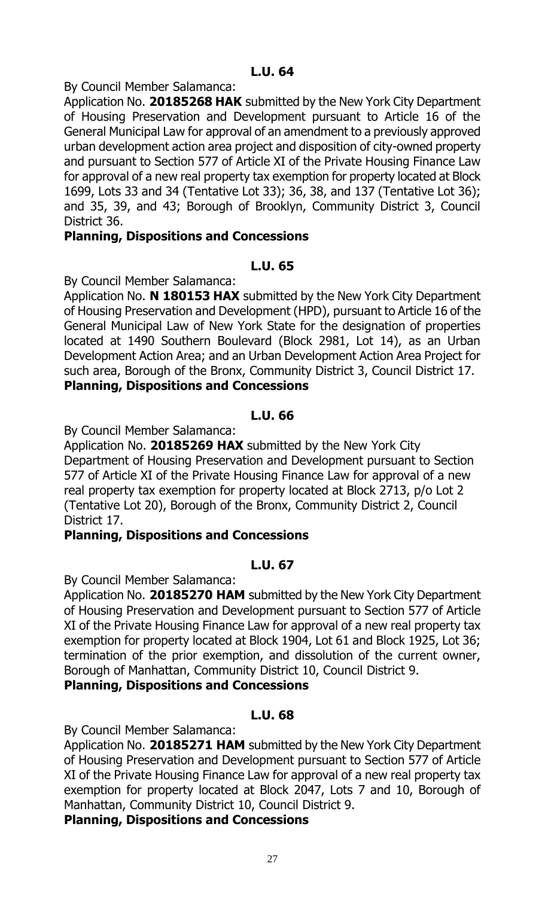**L.U. 64**

By Council Member Salamanca:

Application No. **20185268 HAK** submitted by the New York City Department of Housing Preservation and Development pursuant to Article 16 of the General Municipal Law for approval of an amendment to a previously approved urban development action area project and disposition of city-owned property and pursuant to Section 577 of Article XI of the Private Housing Finance Law for approval of a new real property tax exemption for property located at Block 1699, Lots 33 and 34 (Tentative Lot 33); 36, 38, and 137 (Tentative Lot 36); and 35, 39, and 43; Borough of Brooklyn, Community District 3, Council District 36.

**Planning, Dispositions and Concessions**

**L.U. 65**

By Council Member Salamanca:

Application No. **N 180153 HAX** submitted by the New York City Department of Housing Preservation and Development (HPD), pursuant to Article 16 of the General Municipal Law of New York State for the designation of properties located at 1490 Southern Boulevard (Block 2981, Lot 14), as an Urban Development Action Area; and an Urban Development Action Area Project for such area, Borough of the Bronx, Community District 3, Council District 17.

**Planning, Dispositions and Concessions**

**L.U. 66**

By Council Member Salamanca:

Application No. **20185269 HAX** submitted by the New York City Department of Housing Preservation and Development pursuant to Section 577 of Article XI of the Private Housing Finance Law for approval of a new real property tax exemption for property located at Block 2713, p/o Lot 2 (Tentative Lot 20), Borough of the Bronx, Community District 2, Council District 17.

**Planning, Dispositions and Concessions**

**L.U. 67**

By Council Member Salamanca:

Application No. **20185270 HAM** submitted by the New York City Department of Housing Preservation and Development pursuant to Section 577 of Article XI of the Private Housing Finance Law for approval of a new real property tax exemption for property located at Block 1904, Lot 61 and Block 1925, Lot 36; termination of the prior exemption, and dissolution of the current owner, Borough of Manhattan, Community District 10, Council District 9.

**Planning, Dispositions and Concessions**

**L.U. 68**

By Council Member Salamanca:

Application No. **20185271 HAM** submitted by the New York City Department of Housing Preservation and Development pursuant to Section 577 of Article XI of the Private Housing Finance Law for approval of a new real property tax exemption for property located at Block 2047, Lots 7 and 10, Borough of Manhattan, Community District 10, Council District 9.

**Planning, Dispositions and Concessions**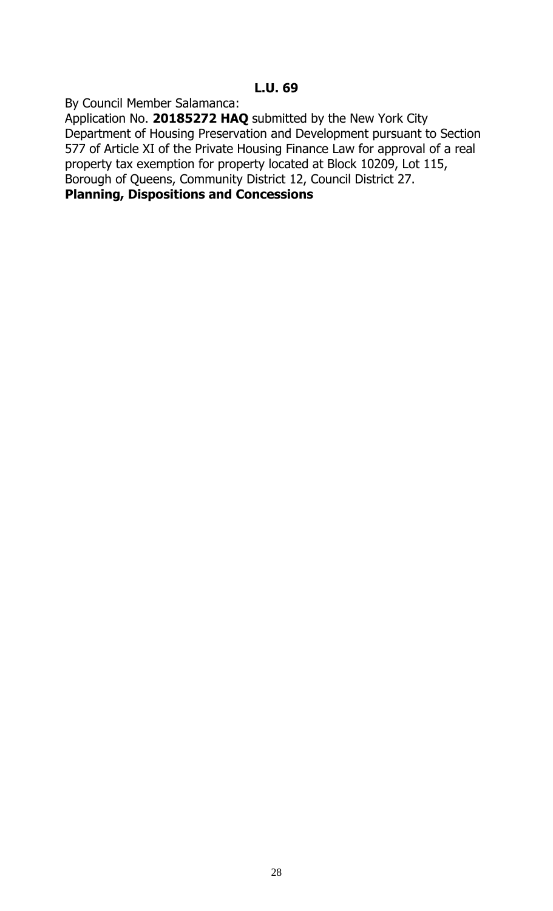**L.U. 69**

By Council Member Salamanca:
Application No. **20185272 HAQ** submitted by the New York City Department of Housing Preservation and Development pursuant to Section 577 of Article XI of the Private Housing Finance Law for approval of a real property tax exemption for property located at Block 10209, Lot 115, Borough of Queens, Community District 12, Council District 27.
**Planning, Dispositions and Concessions**